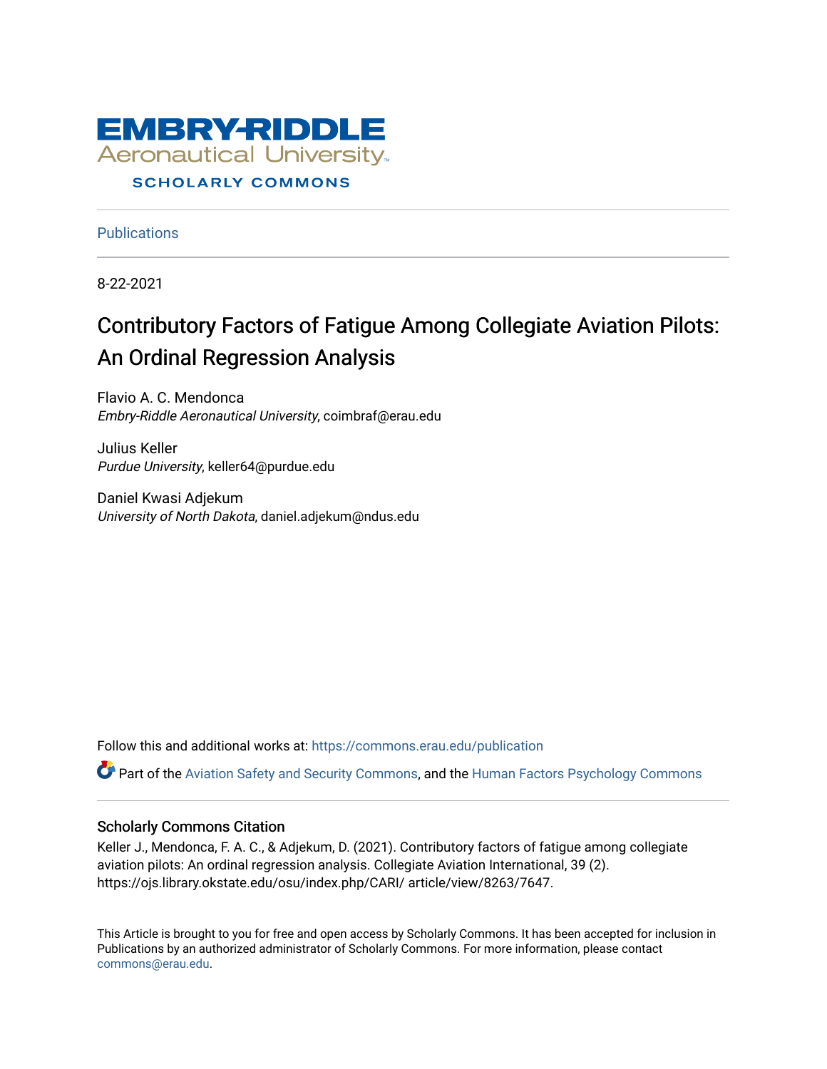EMBRY-RIDDLE Aeronautical University

SCHOLARLY COMMONS

Publications

8-22-2021

# Contributory Factors of Fatigue Among Collegiate Aviation Pilots: An Ordinal Regression Analysis

Flavio A. C. Mendonca
*Embry-Riddle Aeronautical University*, coimbraf@erau.edu

Julius Keller
*Purdue University*, keller64@purdue.edu

Daniel Kwasi Adjekum
*University of North Dakota*, daniel.adjekum@ndus.edu

Follow this and additional works at: https://commons.erau.edu/publication

Part of the Aviation Safety and Security Commons, and the Human Factors Psychology Commons

## Scholarly Commons Citation

Keller J., Mendonca, F. A. C., & Adjekum, D. (2021). Contributory factors of fatigue among collegiate aviation pilots: An ordinal regression analysis. Collegiate Aviation International, 39 (2). https://ojs.library.okstate.edu/osu/index.php/CARI/ article/view/8263/7647.

This Article is brought to you for free and open access by Scholarly Commons. It has been accepted for inclusion in Publications by an authorized administrator of Scholarly Commons. For more information, please contact commons@erau.edu.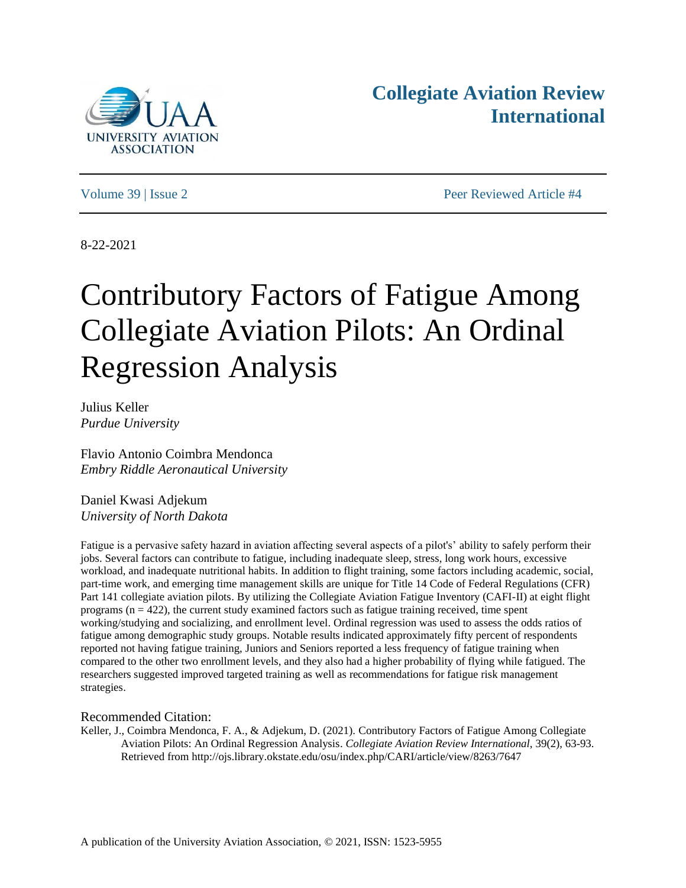# Contributory Factors of Fatigue Among Collegiate Aviation Pilots: An Ordinal Regression Analysis

Julius Keller
*Purdue University*

Flavio Antonio Coimbra Mendonca
*Embry Riddle Aeronautical University*

Daniel Kwasi Adjekum
*University of North Dakota*

8-22-2021

Fatigue is a pervasive safety hazard in aviation affecting several aspects of a pilot's' ability to safely perform their jobs. Several factors can contribute to fatigue, including inadequate sleep, stress, long work hours, excessive workload, and inadequate nutritional habits. In addition to flight training, some factors including academic, social, part-time work, and emerging time management skills are unique for Title 14 Code of Federal Regulations (CFR) Part 141 collegiate aviation pilots. By utilizing the Collegiate Aviation Fatigue Inventory (CAFI-II) at eight flight programs (n = 422), the current study examined factors such as fatigue training received, time spent working/studying and socializing, and enrollment level. Ordinal regression was used to assess the odds ratios of fatigue among demographic study groups. Notable results indicated approximately fifty percent of respondents reported not having fatigue training, Juniors and Seniors reported a less frequency of fatigue training when compared to the other two enrollment levels, and they also had a higher probability of flying while fatigued. The researchers suggested improved targeted training as well as recommendations for fatigue risk management strategies.

Recommended Citation:

Keller, J., Coimbra Mendonca, F. A., & Adjekum, D. (2021). Contributory Factors of Fatigue Among Collegiate Aviation Pilots: An Ordinal Regression Analysis. *Collegiate Aviation Review International,* 39(2), 63-93. Retrieved from http://ojs.library.okstate.edu/osu/index.php/CARI/article/view/8263/7647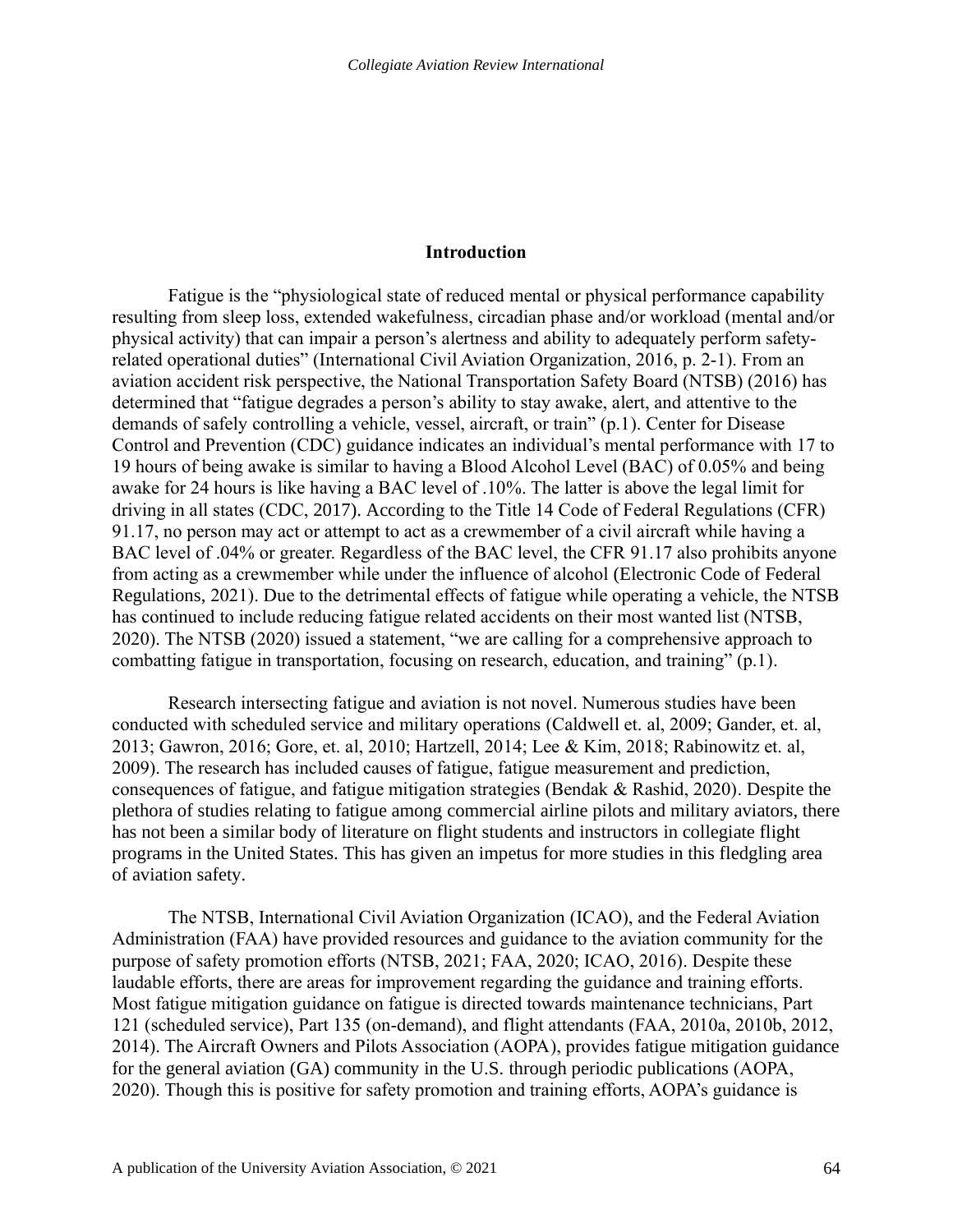## Introduction

Fatigue is the "physiological state of reduced mental or physical performance capability resulting from sleep loss, extended wakefulness, circadian phase and/or workload (mental and/or physical activity) that can impair a person's alertness and ability to adequately perform safety-related operational duties" (International Civil Aviation Organization, 2016, p. 2-1). From an aviation accident risk perspective, the National Transportation Safety Board (NTSB) (2016) has determined that "fatigue degrades a person's ability to stay awake, alert, and attentive to the demands of safely controlling a vehicle, vessel, aircraft, or train" (p.1). Center for Disease Control and Prevention (CDC) guidance indicates an individual's mental performance with 17 to 19 hours of being awake is similar to having a Blood Alcohol Level (BAC) of 0.05% and being awake for 24 hours is like having a BAC level of .10%. The latter is above the legal limit for driving in all states (CDC, 2017). According to the Title 14 Code of Federal Regulations (CFR) 91.17, no person may act or attempt to act as a crewmember of a civil aircraft while having a BAC level of .04% or greater. Regardless of the BAC level, the CFR 91.17 also prohibits anyone from acting as a crewmember while under the influence of alcohol (Electronic Code of Federal Regulations, 2021). Due to the detrimental effects of fatigue while operating a vehicle, the NTSB has continued to include reducing fatigue related accidents on their most wanted list (NTSB, 2020). The NTSB (2020) issued a statement, "we are calling for a comprehensive approach to combatting fatigue in transportation, focusing on research, education, and training" (p.1).

Research intersecting fatigue and aviation is not novel. Numerous studies have been conducted with scheduled service and military operations (Caldwell et. al, 2009; Gander, et. al, 2013; Gawron, 2016; Gore, et. al, 2010; Hartzell, 2014; Lee & Kim, 2018; Rabinowitz et. al, 2009). The research has included causes of fatigue, fatigue measurement and prediction, consequences of fatigue, and fatigue mitigation strategies (Bendak & Rashid, 2020). Despite the plethora of studies relating to fatigue among commercial airline pilots and military aviators, there has not been a similar body of literature on flight students and instructors in collegiate flight programs in the United States. This has given an impetus for more studies in this fledgling area of aviation safety.

The NTSB, International Civil Aviation Organization (ICAO), and the Federal Aviation Administration (FAA) have provided resources and guidance to the aviation community for the purpose of safety promotion efforts (NTSB, 2021; FAA, 2020; ICAO, 2016). Despite these laudable efforts, there are areas for improvement regarding the guidance and training efforts. Most fatigue mitigation guidance on fatigue is directed towards maintenance technicians, Part 121 (scheduled service), Part 135 (on-demand), and flight attendants (FAA, 2010a, 2010b, 2012, 2014). The Aircraft Owners and Pilots Association (AOPA), provides fatigue mitigation guidance for the general aviation (GA) community in the U.S. through periodic publications (AOPA, 2020). Though this is positive for safety promotion and training efforts, AOPA's guidance is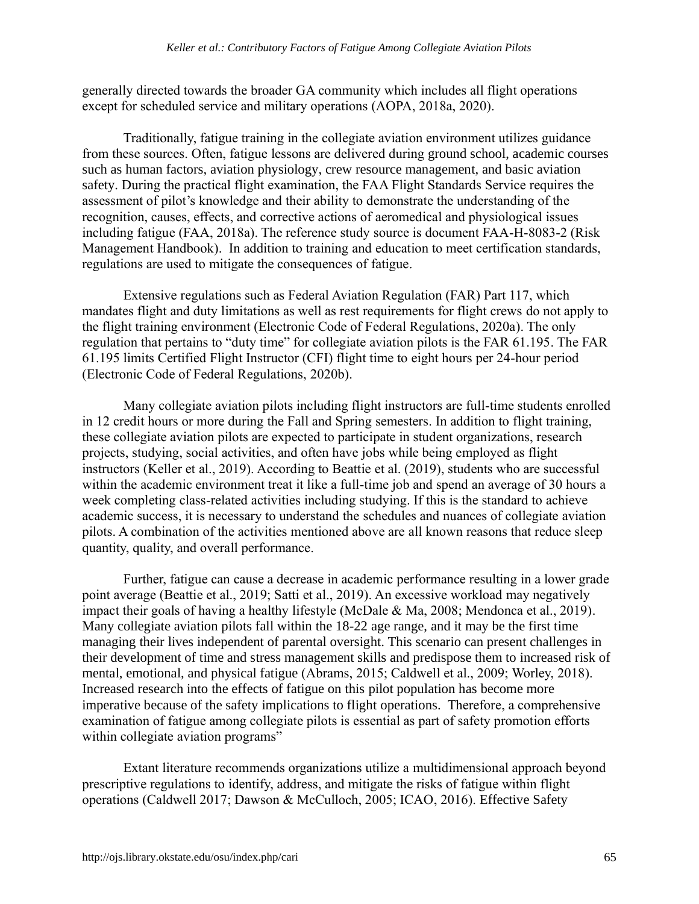generally directed towards the broader GA community which includes all flight operations except for scheduled service and military operations (AOPA, 2018a, 2020).

Traditionally, fatigue training in the collegiate aviation environment utilizes guidance from these sources. Often, fatigue lessons are delivered during ground school, academic courses such as human factors, aviation physiology, crew resource management, and basic aviation safety. During the practical flight examination, the FAA Flight Standards Service requires the assessment of pilot's knowledge and their ability to demonstrate the understanding of the recognition, causes, effects, and corrective actions of aeromedical and physiological issues including fatigue (FAA, 2018a). The reference study source is document FAA-H-8083-2 (Risk Management Handbook). In addition to training and education to meet certification standards, regulations are used to mitigate the consequences of fatigue.

Extensive regulations such as Federal Aviation Regulation (FAR) Part 117, which mandates flight and duty limitations as well as rest requirements for flight crews do not apply to the flight training environment (Electronic Code of Federal Regulations, 2020a). The only regulation that pertains to "duty time" for collegiate aviation pilots is the FAR 61.195. The FAR 61.195 limits Certified Flight Instructor (CFI) flight time to eight hours per 24-hour period (Electronic Code of Federal Regulations, 2020b).

Many collegiate aviation pilots including flight instructors are full-time students enrolled in 12 credit hours or more during the Fall and Spring semesters. In addition to flight training, these collegiate aviation pilots are expected to participate in student organizations, research projects, studying, social activities, and often have jobs while being employed as flight instructors (Keller et al., 2019). According to Beattie et al. (2019), students who are successful within the academic environment treat it like a full-time job and spend an average of 30 hours a week completing class-related activities including studying. If this is the standard to achieve academic success, it is necessary to understand the schedules and nuances of collegiate aviation pilots. A combination of the activities mentioned above are all known reasons that reduce sleep quantity, quality, and overall performance.

Further, fatigue can cause a decrease in academic performance resulting in a lower grade point average (Beattie et al., 2019; Satti et al., 2019). An excessive workload may negatively impact their goals of having a healthy lifestyle (McDale & Ma, 2008; Mendonca et al., 2019). Many collegiate aviation pilots fall within the 18-22 age range, and it may be the first time managing their lives independent of parental oversight. This scenario can present challenges in their development of time and stress management skills and predispose them to increased risk of mental, emotional, and physical fatigue (Abrams, 2015; Caldwell et al., 2009; Worley, 2018). Increased research into the effects of fatigue on this pilot population has become more imperative because of the safety implications to flight operations. Therefore, a comprehensive examination of fatigue among collegiate pilots is essential as part of safety promotion efforts within collegiate aviation programs"

Extant literature recommends organizations utilize a multidimensional approach beyond prescriptive regulations to identify, address, and mitigate the risks of fatigue within flight operations (Caldwell 2017; Dawson & McCulloch, 2005; ICAO, 2016). Effective Safety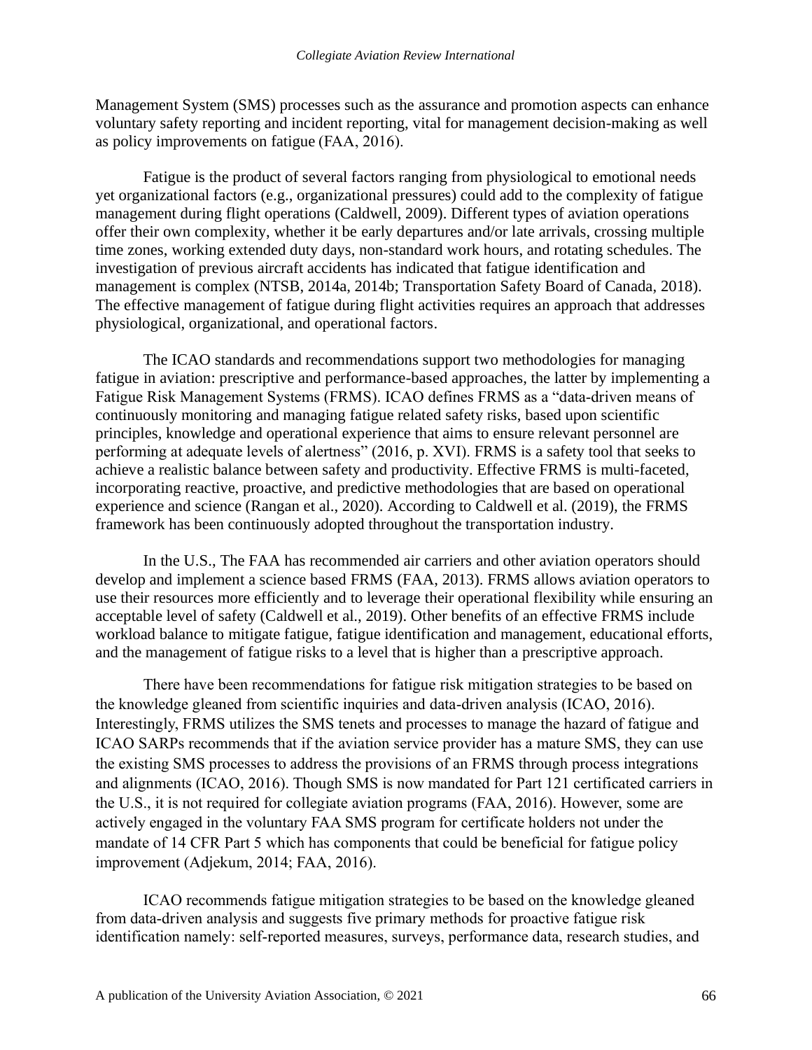Management System (SMS) processes such as the assurance and promotion aspects can enhance voluntary safety reporting and incident reporting, vital for management decision-making as well as policy improvements on fatigue (FAA, 2016).

Fatigue is the product of several factors ranging from physiological to emotional needs yet organizational factors (e.g., organizational pressures) could add to the complexity of fatigue management during flight operations (Caldwell, 2009). Different types of aviation operations offer their own complexity, whether it be early departures and/or late arrivals, crossing multiple time zones, working extended duty days, non-standard work hours, and rotating schedules. The investigation of previous aircraft accidents has indicated that fatigue identification and management is complex (NTSB, 2014a, 2014b; Transportation Safety Board of Canada, 2018). The effective management of fatigue during flight activities requires an approach that addresses physiological, organizational, and operational factors.

The ICAO standards and recommendations support two methodologies for managing fatigue in aviation: prescriptive and performance-based approaches, the latter by implementing a Fatigue Risk Management Systems (FRMS). ICAO defines FRMS as a "data-driven means of continuously monitoring and managing fatigue related safety risks, based upon scientific principles, knowledge and operational experience that aims to ensure relevant personnel are performing at adequate levels of alertness" (2016, p. XVI). FRMS is a safety tool that seeks to achieve a realistic balance between safety and productivity. Effective FRMS is multi-faceted, incorporating reactive, proactive, and predictive methodologies that are based on operational experience and science (Rangan et al., 2020). According to Caldwell et al. (2019), the FRMS framework has been continuously adopted throughout the transportation industry.

In the U.S., The FAA has recommended air carriers and other aviation operators should develop and implement a science based FRMS (FAA, 2013). FRMS allows aviation operators to use their resources more efficiently and to leverage their operational flexibility while ensuring an acceptable level of safety (Caldwell et al., 2019). Other benefits of an effective FRMS include workload balance to mitigate fatigue, fatigue identification and management, educational efforts, and the management of fatigue risks to a level that is higher than a prescriptive approach.

There have been recommendations for fatigue risk mitigation strategies to be based on the knowledge gleaned from scientific inquiries and data-driven analysis (ICAO, 2016). Interestingly, FRMS utilizes the SMS tenets and processes to manage the hazard of fatigue and ICAO SARPs recommends that if the aviation service provider has a mature SMS, they can use the existing SMS processes to address the provisions of an FRMS through process integrations and alignments (ICAO, 2016). Though SMS is now mandated for Part 121 certificated carriers in the U.S., it is not required for collegiate aviation programs (FAA, 2016). However, some are actively engaged in the voluntary FAA SMS program for certificate holders not under the mandate of 14 CFR Part 5 which has components that could be beneficial for fatigue policy improvement (Adjekum, 2014; FAA, 2016).

ICAO recommends fatigue mitigation strategies to be based on the knowledge gleaned from data-driven analysis and suggests five primary methods for proactive fatigue risk identification namely: self-reported measures, surveys, performance data, research studies, and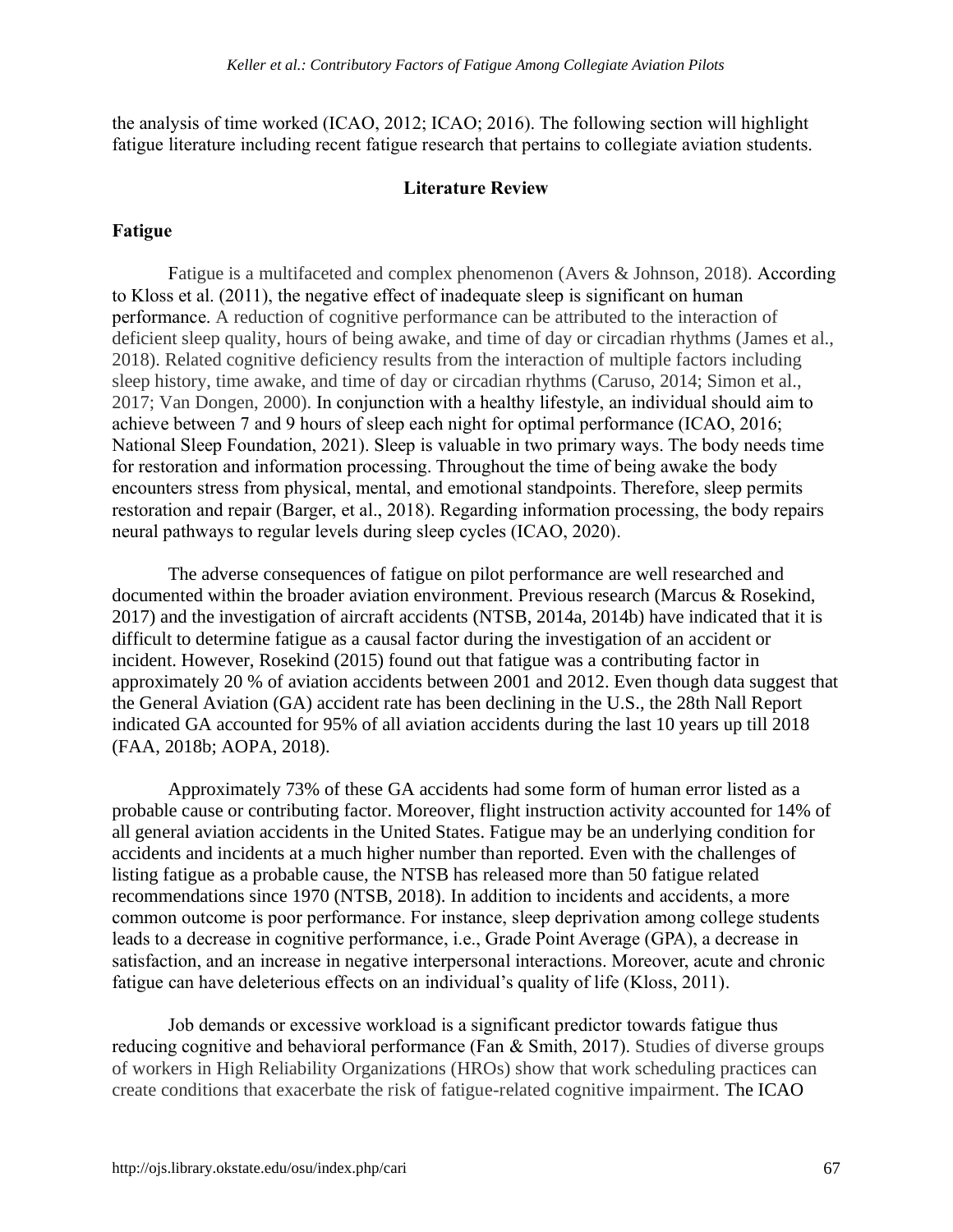the analysis of time worked (ICAO, 2012; ICAO; 2016). The following section will highlight fatigue literature including recent fatigue research that pertains to collegiate aviation students.

## Literature Review

### Fatigue

Fatigue is a multifaceted and complex phenomenon (Avers & Johnson, 2018). According to Kloss et al. (2011), the negative effect of inadequate sleep is significant on human performance. A reduction of cognitive performance can be attributed to the interaction of deficient sleep quality, hours of being awake, and time of day or circadian rhythms (James et al., 2018). Related cognitive deficiency results from the interaction of multiple factors including sleep history, time awake, and time of day or circadian rhythms (Caruso, 2014; Simon et al., 2017; Van Dongen, 2000). In conjunction with a healthy lifestyle, an individual should aim to achieve between 7 and 9 hours of sleep each night for optimal performance (ICAO, 2016; National Sleep Foundation, 2021). Sleep is valuable in two primary ways. The body needs time for restoration and information processing. Throughout the time of being awake the body encounters stress from physical, mental, and emotional standpoints. Therefore, sleep permits restoration and repair (Barger, et al., 2018). Regarding information processing, the body repairs neural pathways to regular levels during sleep cycles (ICAO, 2020).

The adverse consequences of fatigue on pilot performance are well researched and documented within the broader aviation environment. Previous research (Marcus & Rosekind, 2017) and the investigation of aircraft accidents (NTSB, 2014a, 2014b) have indicated that it is difficult to determine fatigue as a causal factor during the investigation of an accident or incident. However, Rosekind (2015) found out that fatigue was a contributing factor in approximately 20 % of aviation accidents between 2001 and 2012. Even though data suggest that the General Aviation (GA) accident rate has been declining in the U.S., the 28th Nall Report indicated GA accounted for 95% of all aviation accidents during the last 10 years up till 2018 (FAA, 2018b; AOPA, 2018).

Approximately 73% of these GA accidents had some form of human error listed as a probable cause or contributing factor. Moreover, flight instruction activity accounted for 14% of all general aviation accidents in the United States. Fatigue may be an underlying condition for accidents and incidents at a much higher number than reported. Even with the challenges of listing fatigue as a probable cause, the NTSB has released more than 50 fatigue related recommendations since 1970 (NTSB, 2018). In addition to incidents and accidents, a more common outcome is poor performance. For instance, sleep deprivation among college students leads to a decrease in cognitive performance, i.e., Grade Point Average (GPA), a decrease in satisfaction, and an increase in negative interpersonal interactions. Moreover, acute and chronic fatigue can have deleterious effects on an individual's quality of life (Kloss, 2011).

Job demands or excessive workload is a significant predictor towards fatigue thus reducing cognitive and behavioral performance (Fan & Smith, 2017). Studies of diverse groups of workers in High Reliability Organizations (HROs) show that work scheduling practices can create conditions that exacerbate the risk of fatigue-related cognitive impairment. The ICAO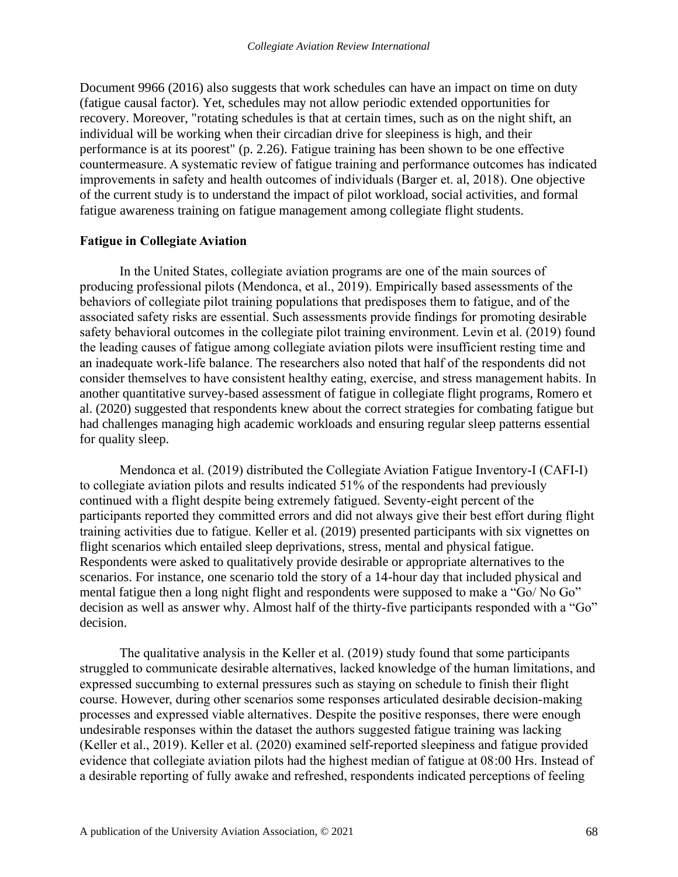Document 9966 (2016) also suggests that work schedules can have an impact on time on duty (fatigue causal factor). Yet, schedules may not allow periodic extended opportunities for recovery. Moreover, "rotating schedules is that at certain times, such as on the night shift, an individual will be working when their circadian drive for sleepiness is high, and their performance is at its poorest" (p. 2.26). Fatigue training has been shown to be one effective countermeasure. A systematic review of fatigue training and performance outcomes has indicated improvements in safety and health outcomes of individuals (Barger et. al, 2018). One objective of the current study is to understand the impact of pilot workload, social activities, and formal fatigue awareness training on fatigue management among collegiate flight students.

### Fatigue in Collegiate Aviation

In the United States, collegiate aviation programs are one of the main sources of producing professional pilots (Mendonca, et al., 2019). Empirically based assessments of the behaviors of collegiate pilot training populations that predisposes them to fatigue, and of the associated safety risks are essential. Such assessments provide findings for promoting desirable safety behavioral outcomes in the collegiate pilot training environment. Levin et al. (2019) found the leading causes of fatigue among collegiate aviation pilots were insufficient resting time and an inadequate work-life balance. The researchers also noted that half of the respondents did not consider themselves to have consistent healthy eating, exercise, and stress management habits. In another quantitative survey-based assessment of fatigue in collegiate flight programs, Romero et al. (2020) suggested that respondents knew about the correct strategies for combating fatigue but had challenges managing high academic workloads and ensuring regular sleep patterns essential for quality sleep.

Mendonca et al. (2019) distributed the Collegiate Aviation Fatigue Inventory-I (CAFI-I) to collegiate aviation pilots and results indicated 51% of the respondents had previously continued with a flight despite being extremely fatigued. Seventy-eight percent of the participants reported they committed errors and did not always give their best effort during flight training activities due to fatigue. Keller et al. (2019) presented participants with six vignettes on flight scenarios which entailed sleep deprivations, stress, mental and physical fatigue. Respondents were asked to qualitatively provide desirable or appropriate alternatives to the scenarios. For instance, one scenario told the story of a 14-hour day that included physical and mental fatigue then a long night flight and respondents were supposed to make a "Go/ No Go" decision as well as answer why. Almost half of the thirty-five participants responded with a "Go" decision.

The qualitative analysis in the Keller et al. (2019) study found that some participants struggled to communicate desirable alternatives, lacked knowledge of the human limitations, and expressed succumbing to external pressures such as staying on schedule to finish their flight course. However, during other scenarios some responses articulated desirable decision-making processes and expressed viable alternatives. Despite the positive responses, there were enough undesirable responses within the dataset the authors suggested fatigue training was lacking (Keller et al., 2019). Keller et al. (2020) examined self-reported sleepiness and fatigue provided evidence that collegiate aviation pilots had the highest median of fatigue at 08:00 Hrs. Instead of a desirable reporting of fully awake and refreshed, respondents indicated perceptions of feeling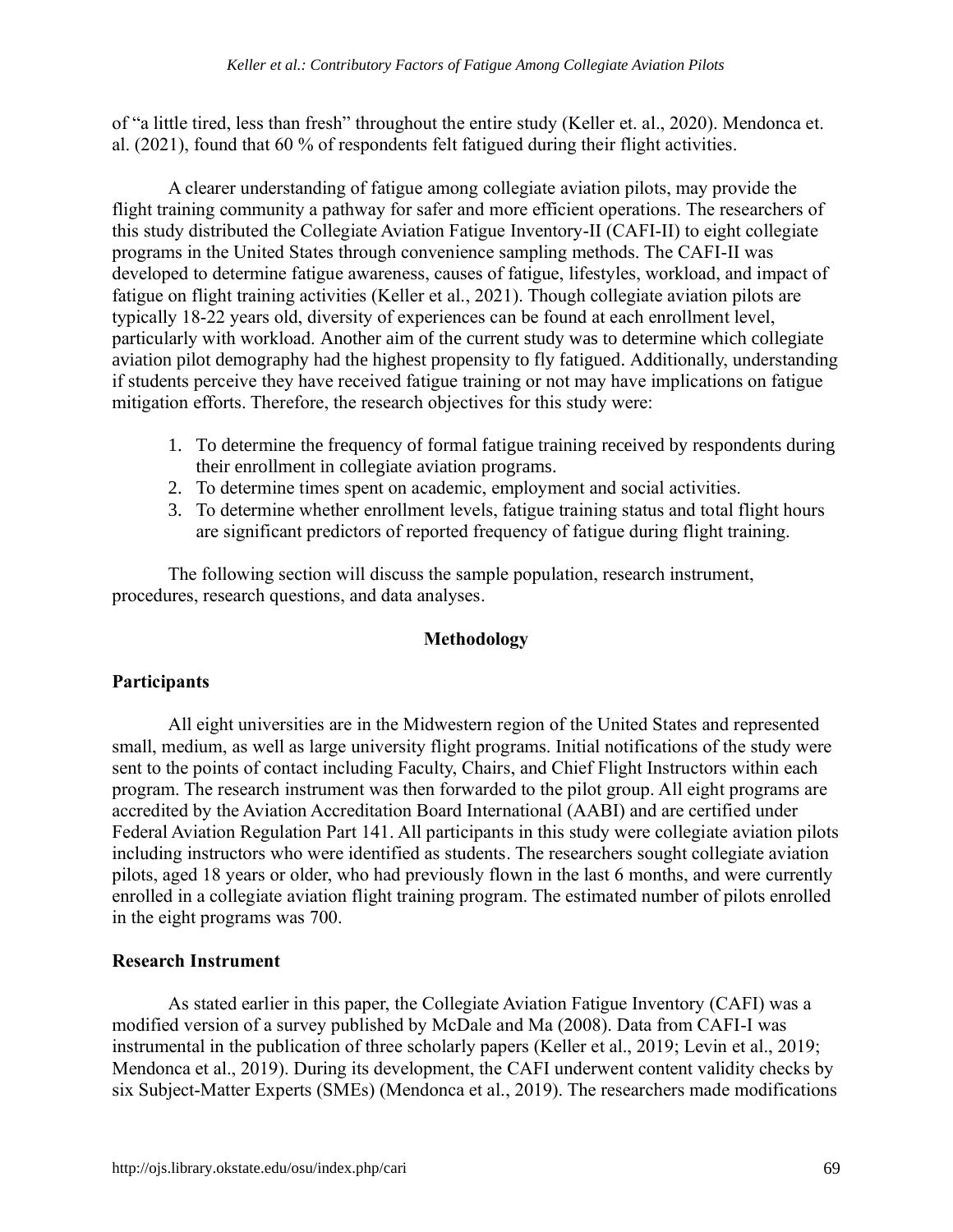of "a little tired, less than fresh" throughout the entire study (Keller et. al., 2020). Mendonca et. al. (2021), found that 60 % of respondents felt fatigued during their flight activities.

A clearer understanding of fatigue among collegiate aviation pilots, may provide the flight training community a pathway for safer and more efficient operations. The researchers of this study distributed the Collegiate Aviation Fatigue Inventory-II (CAFI-II) to eight collegiate programs in the United States through convenience sampling methods. The CAFI-II was developed to determine fatigue awareness, causes of fatigue, lifestyles, workload, and impact of fatigue on flight training activities (Keller et al., 2021). Though collegiate aviation pilots are typically 18-22 years old, diversity of experiences can be found at each enrollment level, particularly with workload. Another aim of the current study was to determine which collegiate aviation pilot demography had the highest propensity to fly fatigued. Additionally, understanding if students perceive they have received fatigue training or not may have implications on fatigue mitigation efforts. Therefore, the research objectives for this study were:

1. To determine the frequency of formal fatigue training received by respondents during their enrollment in collegiate aviation programs.
2. To determine times spent on academic, employment and social activities.
3. To determine whether enrollment levels, fatigue training status and total flight hours are significant predictors of reported frequency of fatigue during flight training.

The following section will discuss the sample population, research instrument, procedures, research questions, and data analyses.

## Methodology

### Participants

All eight universities are in the Midwestern region of the United States and represented small, medium, as well as large university flight programs. Initial notifications of the study were sent to the points of contact including Faculty, Chairs, and Chief Flight Instructors within each program. The research instrument was then forwarded to the pilot group. All eight programs are accredited by the Aviation Accreditation Board International (AABI) and are certified under Federal Aviation Regulation Part 141. All participants in this study were collegiate aviation pilots including instructors who were identified as students. The researchers sought collegiate aviation pilots, aged 18 years or older, who had previously flown in the last 6 months, and were currently enrolled in a collegiate aviation flight training program. The estimated number of pilots enrolled in the eight programs was 700.

### Research Instrument

As stated earlier in this paper, the Collegiate Aviation Fatigue Inventory (CAFI) was a modified version of a survey published by McDale and Ma (2008). Data from CAFI-I was instrumental in the publication of three scholarly papers (Keller et al., 2019; Levin et al., 2019; Mendonca et al., 2019). During its development, the CAFI underwent content validity checks by six Subject-Matter Experts (SMEs) (Mendonca et al., 2019). The researchers made modifications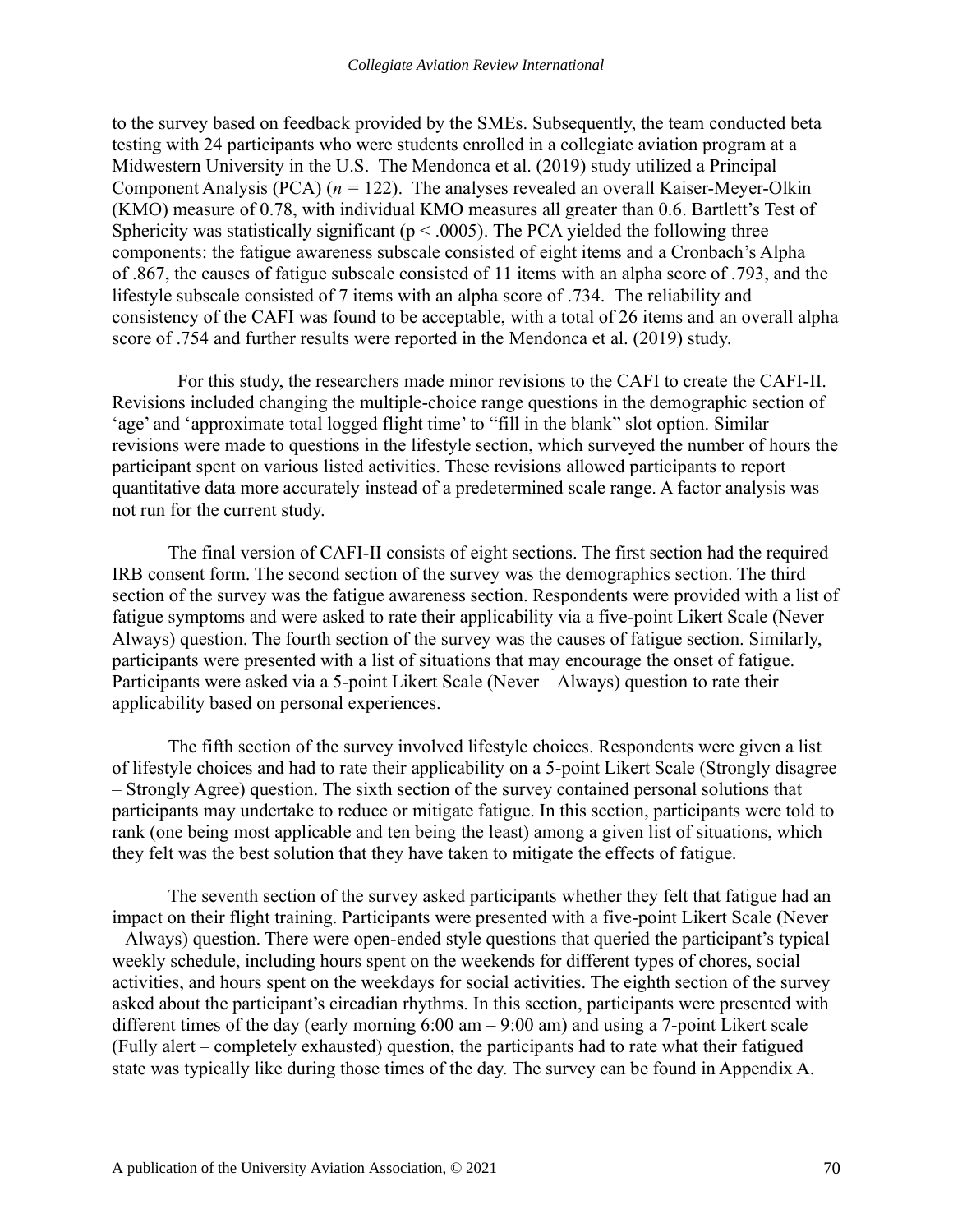to the survey based on feedback provided by the SMEs. Subsequently, the team conducted beta testing with 24 participants who were students enrolled in a collegiate aviation program at a Midwestern University in the U.S. The Mendonca et al. (2019) study utilized a Principal Component Analysis (PCA) ($n$ = 122). The analyses revealed an overall Kaiser-Meyer-Olkin (KMO) measure of 0.78, with individual KMO measures all greater than 0.6. Bartlett's Test of Sphericity was statistically significant ($p < .0005$). The PCA yielded the following three components: the fatigue awareness subscale consisted of eight items and a Cronbach's Alpha of .867, the causes of fatigue subscale consisted of 11 items with an alpha score of .793, and the lifestyle subscale consisted of 7 items with an alpha score of .734. The reliability and consistency of the CAFI was found to be acceptable, with a total of 26 items and an overall alpha score of .754 and further results were reported in the Mendonca et al. (2019) study.

For this study, the researchers made minor revisions to the CAFI to create the CAFI-II. Revisions included changing the multiple-choice range questions in the demographic section of 'age' and 'approximate total logged flight time' to "fill in the blank" slot option. Similar revisions were made to questions in the lifestyle section, which surveyed the number of hours the participant spent on various listed activities. These revisions allowed participants to report quantitative data more accurately instead of a predetermined scale range. A factor analysis was not run for the current study.

The final version of CAFI-II consists of eight sections. The first section had the required IRB consent form. The second section of the survey was the demographics section. The third section of the survey was the fatigue awareness section. Respondents were provided with a list of fatigue symptoms and were asked to rate their applicability via a five-point Likert Scale (Never – Always) question. The fourth section of the survey was the causes of fatigue section. Similarly, participants were presented with a list of situations that may encourage the onset of fatigue. Participants were asked via a 5-point Likert Scale (Never – Always) question to rate their applicability based on personal experiences.

The fifth section of the survey involved lifestyle choices. Respondents were given a list of lifestyle choices and had to rate their applicability on a 5-point Likert Scale (Strongly disagree – Strongly Agree) question. The sixth section of the survey contained personal solutions that participants may undertake to reduce or mitigate fatigue. In this section, participants were told to rank (one being most applicable and ten being the least) among a given list of situations, which they felt was the best solution that they have taken to mitigate the effects of fatigue.

The seventh section of the survey asked participants whether they felt that fatigue had an impact on their flight training. Participants were presented with a five-point Likert Scale (Never – Always) question. There were open-ended style questions that queried the participant's typical weekly schedule, including hours spent on the weekends for different types of chores, social activities, and hours spent on the weekdays for social activities. The eighth section of the survey asked about the participant's circadian rhythms. In this section, participants were presented with different times of the day (early morning 6:00 am – 9:00 am) and using a 7-point Likert scale (Fully alert – completely exhausted) question, the participants had to rate what their fatigued state was typically like during those times of the day. The survey can be found in Appendix A.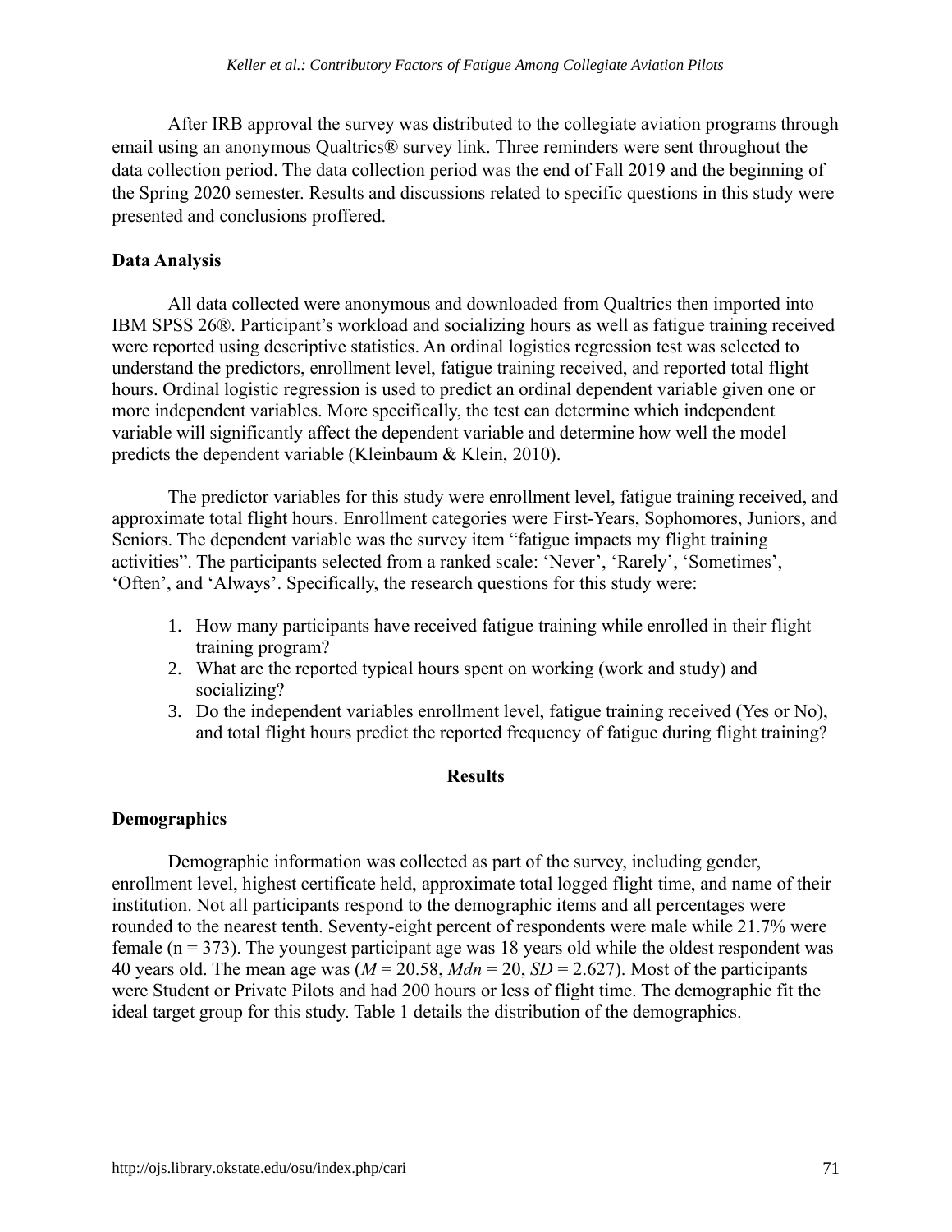After IRB approval the survey was distributed to the collegiate aviation programs through email using an anonymous Qualtrics® survey link. Three reminders were sent throughout the data collection period. The data collection period was the end of Fall 2019 and the beginning of the Spring 2020 semester. Results and discussions related to specific questions in this study were presented and conclusions proffered.

### Data Analysis

All data collected were anonymous and downloaded from Qualtrics then imported into IBM SPSS 26®. Participant's workload and socializing hours as well as fatigue training received were reported using descriptive statistics. An ordinal logistics regression test was selected to understand the predictors, enrollment level, fatigue training received, and reported total flight hours. Ordinal logistic regression is used to predict an ordinal dependent variable given one or more independent variables. More specifically, the test can determine which independent variable will significantly affect the dependent variable and determine how well the model predicts the dependent variable (Kleinbaum & Klein, 2010).

The predictor variables for this study were enrollment level, fatigue training received, and approximate total flight hours. Enrollment categories were First-Years, Sophomores, Juniors, and Seniors. The dependent variable was the survey item "fatigue impacts my flight training activities". The participants selected from a ranked scale: 'Never', 'Rarely', 'Sometimes', 'Often', and 'Always'. Specifically, the research questions for this study were:

1. How many participants have received fatigue training while enrolled in their flight training program?
2. What are the reported typical hours spent on working (work and study) and socializing?
3. Do the independent variables enrollment level, fatigue training received (Yes or No), and total flight hours predict the reported frequency of fatigue during flight training?

## Results

### Demographics

Demographic information was collected as part of the survey, including gender, enrollment level, highest certificate held, approximate total logged flight time, and name of their institution. Not all participants respond to the demographic items and all percentages were rounded to the nearest tenth. Seventy-eight percent of respondents were male while 21.7% were female ($n$ = 373). The youngest participant age was 18 years old while the oldest respondent was 40 years old. The mean age was ($M$ = 20.58, $Mdn$ = 20, $SD$ = 2.627). Most of the participants were Student or Private Pilots and had 200 hours or less of flight time. The demographic fit the ideal target group for this study. Table 1 details the distribution of the demographics.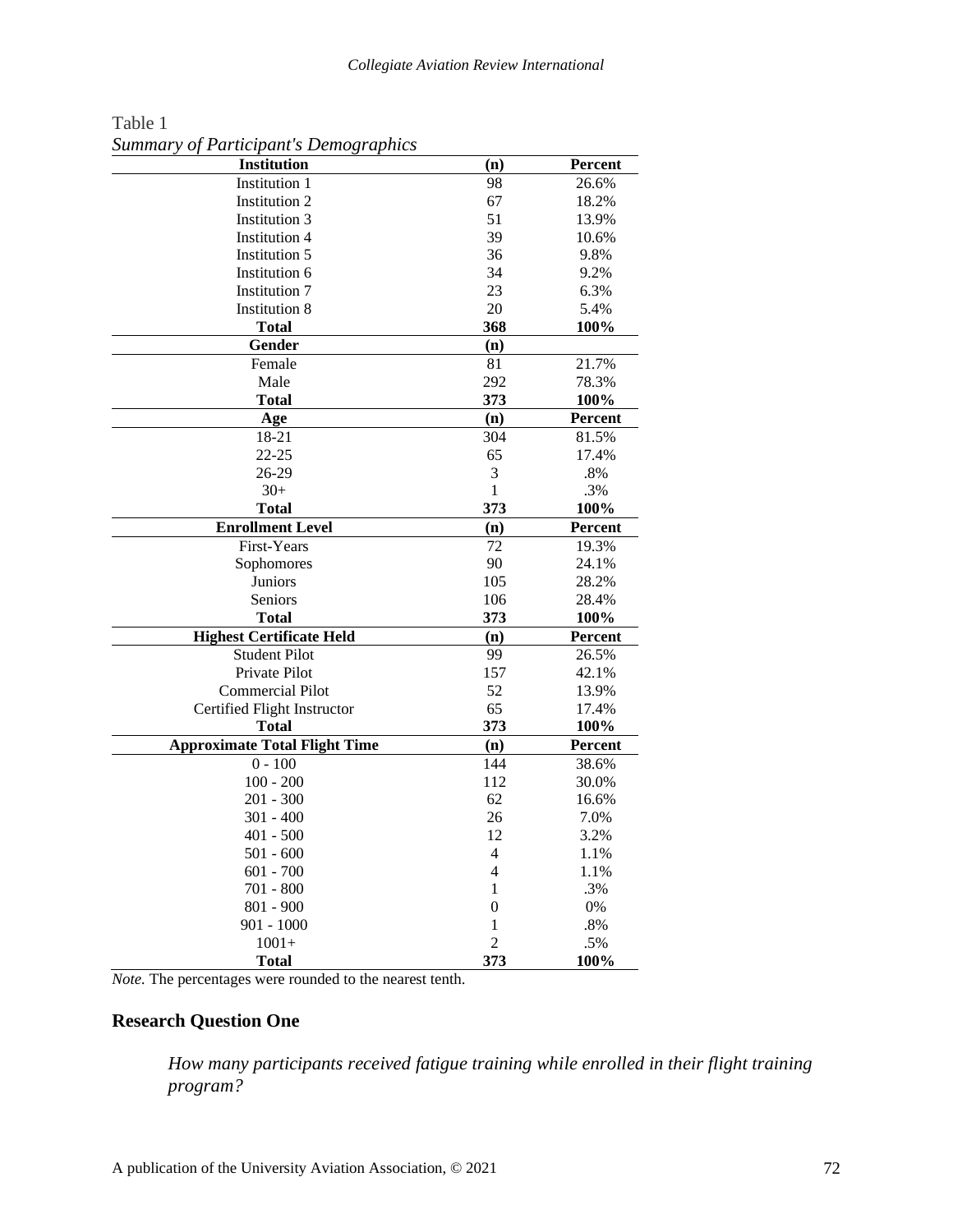Table 1

*Summary of Participant's Demographics*

| **Institution** | **(n)** | **Percent** |
|---|---|---|
| Institution 1 | 98 | 26.6% |
| Institution 2 | 67 | 18.2% |
| Institution 3 | 51 | 13.9% |
| Institution 4 | 39 | 10.6% |
| Institution 5 | 36 | 9.8% |
| Institution 6 | 34 | 9.2% |
| Institution 7 | 23 | 6.3% |
| Institution 8 | 20 | 5.4% |
| **Total** | **368** | **100%** |
| **Gender** | **(n)** | |
| Female | 81 | 21.7% |
| Male | 292 | 78.3% |
| **Total** | **373** | **100%** |
| **Age** | **(n)** | **Percent** |
| 18-21 | 304 | 81.5% |
| 22-25 | 65 | 17.4% |
| 26-29 | 3 | .8% |
| 30+ | 1 | .3% |
| **Total** | **373** | **100%** |
| **Enrollment Level** | **(n)** | **Percent** |
| First-Years | 72 | 19.3% |
| Sophomores | 90 | 24.1% |
| Juniors | 105 | 28.2% |
| Seniors | 106 | 28.4% |
| **Total** | **373** | **100%** |
| **Highest Certificate Held** | **(n)** | **Percent** |
| Student Pilot | 99 | 26.5% |
| Private Pilot | 157 | 42.1% |
| Commercial Pilot | 52 | 13.9% |
| Certified Flight Instructor | 65 | 17.4% |
| **Total** | **373** | **100%** |
| **Approximate Total Flight Time** | **(n)** | **Percent** |
| 0 - 100 | 144 | 38.6% |
| 100 - 200 | 112 | 30.0% |
| 201 - 300 | 62 | 16.6% |
| 301 - 400 | 26 | 7.0% |
| 401 - 500 | 12 | 3.2% |
| 501 - 600 | 4 | 1.1% |
| 601 - 700 | 4 | 1.1% |
| 701 - 800 | 1 | .3% |
| 801 - 900 | 0 | 0% |
| 901 - 1000 | 1 | .8% |
| 1001+ | 2 | .5% |
| **Total** | **373** | **100%** |

*Note.* The percentages were rounded to the nearest tenth.

### Research Question One

*How many participants received fatigue training while enrolled in their flight training program?*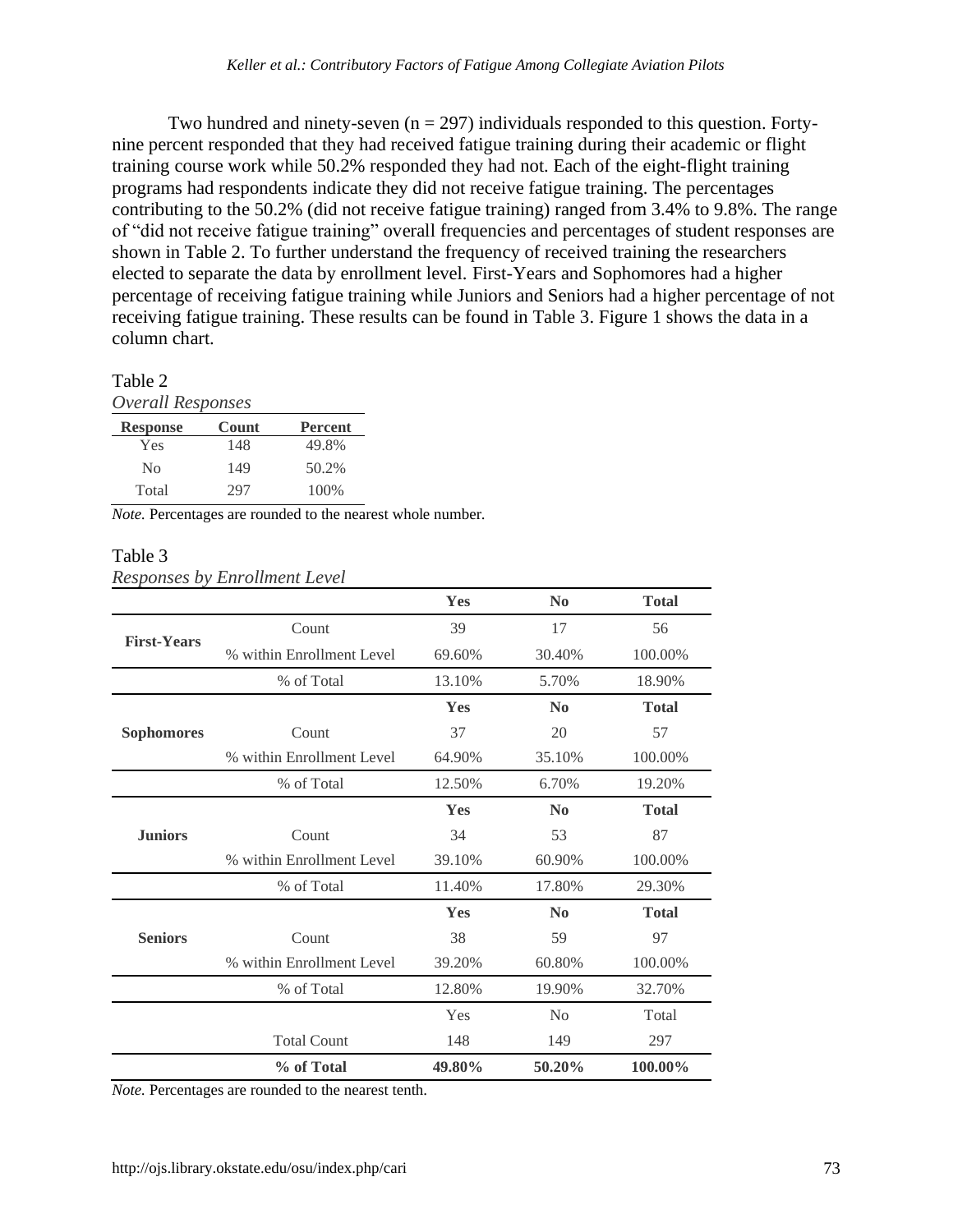Two hundred and ninety-seven (n = 297) individuals responded to this question. Forty-nine percent responded that they had received fatigue training during their academic or flight training course work while 50.2% responded they had not. Each of the eight-flight training programs had respondents indicate they did not receive fatigue training. The percentages contributing to the 50.2% (did not receive fatigue training) ranged from 3.4% to 9.8%. The range of "did not receive fatigue training" overall frequencies and percentages of student responses are shown in Table 2. To further understand the frequency of received training the researchers elected to separate the data by enrollment level. First-Years and Sophomores had a higher percentage of receiving fatigue training while Juniors and Seniors had a higher percentage of not receiving fatigue training. These results can be found in Table 3. Figure 1 shows the data in a column chart.

Table 2

*Overall Responses*

| Response | Count | Percent |
|---|---|---|
| Yes | 148 | 49.8% |
| No | 149 | 50.2% |
| Total | 297 | 100% |

*Note.* Percentages are rounded to the nearest whole number.

Table 3

*Responses by Enrollment Level*

| | | Yes | No | Total |
|---|---|---|---|---|
| **First-Years** | Count | 39 | 17 | 56 |
| | % within Enrollment Level | 69.60% | 30.40% | 100.00% |
| | % of Total | 13.10% | 5.70% | 18.90% |
| | | **Yes** | **No** | **Total** |
| **Sophomores** | Count | 37 | 20 | 57 |
| | % within Enrollment Level | 64.90% | 35.10% | 100.00% |
| | % of Total | 12.50% | 6.70% | 19.20% |
| | | **Yes** | **No** | **Total** |
| **Juniors** | Count | 34 | 53 | 87 |
| | % within Enrollment Level | 39.10% | 60.90% | 100.00% |
| | % of Total | 11.40% | 17.80% | 29.30% |
| | | **Yes** | **No** | **Total** |
| **Seniors** | Count | 38 | 59 | 97 |
| | % within Enrollment Level | 39.20% | 60.80% | 100.00% |
| | % of Total | 12.80% | 19.90% | 32.70% |
| | | Yes | No | Total |
| | Total Count | 148 | 149 | 297 |
| | **% of Total** | **49.80%** | **50.20%** | **100.00%** |

*Note.* Percentages are rounded to the nearest tenth.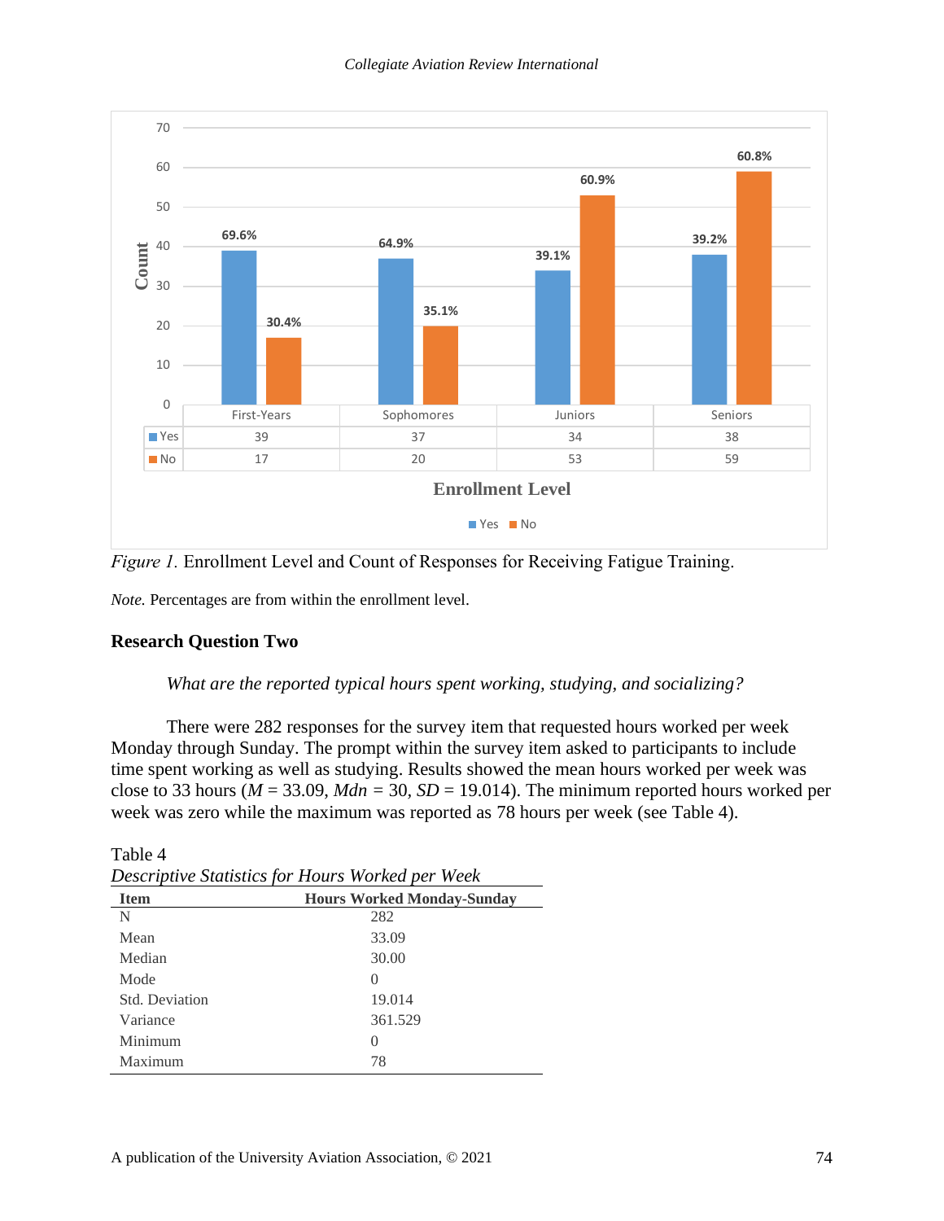| | First-Years | Sophomores | Juniors | Seniors |
|---|---|---|---|---|
| Yes | 39 | 37 | 34 | 38 |
| No | 17 | 20 | 53 | 59 |

*Figure 1.* Enrollment Level and Count of Responses for Receiving Fatigue Training.

*Note.* Percentages are from within the enrollment level.

### Research Question Two

*What are the reported typical hours spent working, studying, and socializing?*

There were 282 responses for the survey item that requested hours worked per week Monday through Sunday. The prompt within the survey item asked to participants to include time spent working as well as studying. Results showed the mean hours worked per week was close to 33 hours ($M$ = 33.09, $Mdn$ = 30, $SD$ = 19.014). The minimum reported hours worked per week was zero while the maximum was reported as 78 hours per week (see Table 4).

Table 4
*Descriptive Statistics for Hours Worked per Week*

| Item | Hours Worked Monday-Sunday |
|---|---|
| N | 282 |
| Mean | 33.09 |
| Median | 30.00 |
| Mode | 0 |
| Std. Deviation | 19.014 |
| Variance | 361.529 |
| Minimum | 0 |
| Maximum | 78 |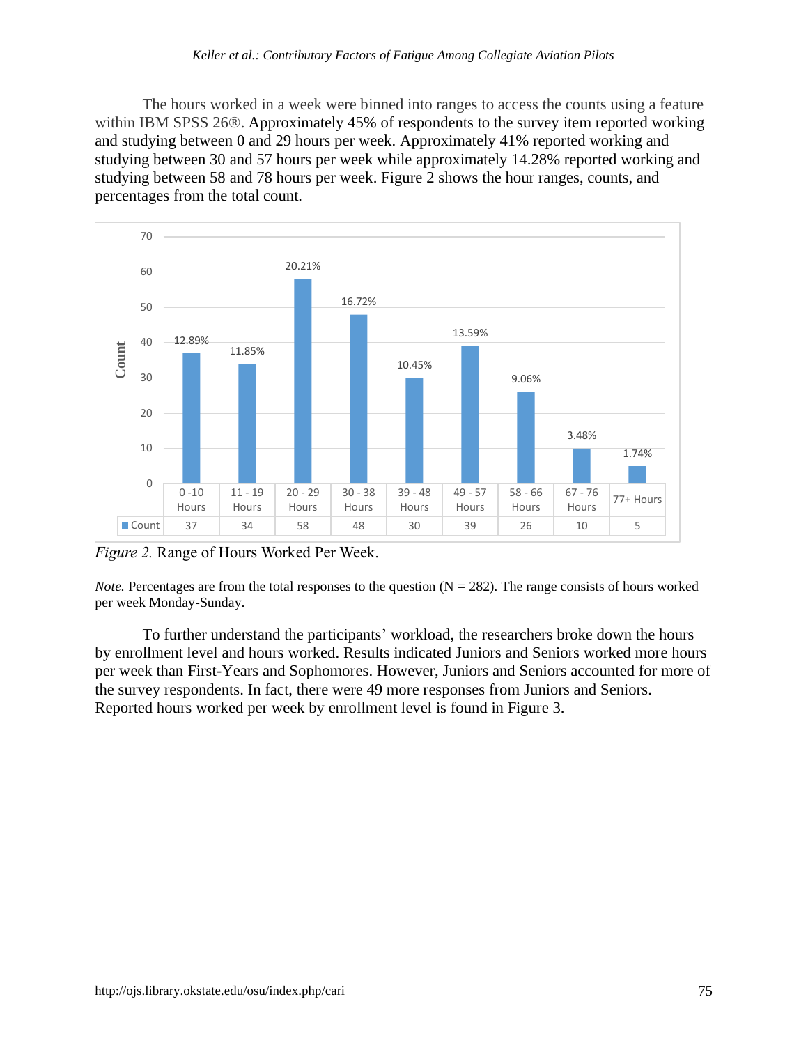The hours worked in a week were binned into ranges to access the counts using a feature within IBM SPSS 26®. Approximately 45% of respondents to the survey item reported working and studying between 0 and 29 hours per week. Approximately 41% reported working and studying between 30 and 57 hours per week while approximately 14.28% reported working and studying between 58 and 78 hours per week. Figure 2 shows the hour ranges, counts, and percentages from the total count.

| | 0 -10 Hours | 11 - 19 Hours | 20 - 29 Hours | 30 - 38 Hours | 39 - 48 Hours | 49 - 57 Hours | 58 - 66 Hours | 67 - 76 Hours | 77+ Hours |
|---|---|---|---|---|---|---|---|---|---|
| Count | 37 | 34 | 58 | 48 | 30 | 39 | 26 | 10 | 5 |
| Percentage | 12.89% | 11.85% | 20.21% | 16.72% | 10.45% | 13.59% | 9.06% | 3.48% | 1.74% |

*Figure 2.* Range of Hours Worked Per Week.

*Note.* Percentages are from the total responses to the question (N = 282). The range consists of hours worked per week Monday-Sunday.

To further understand the participants' workload, the researchers broke down the hours by enrollment level and hours worked. Results indicated Juniors and Seniors worked more hours per week than First-Years and Sophomores. However, Juniors and Seniors accounted for more of the survey respondents. In fact, there were 49 more responses from Juniors and Seniors. Reported hours worked per week by enrollment level is found in Figure 3.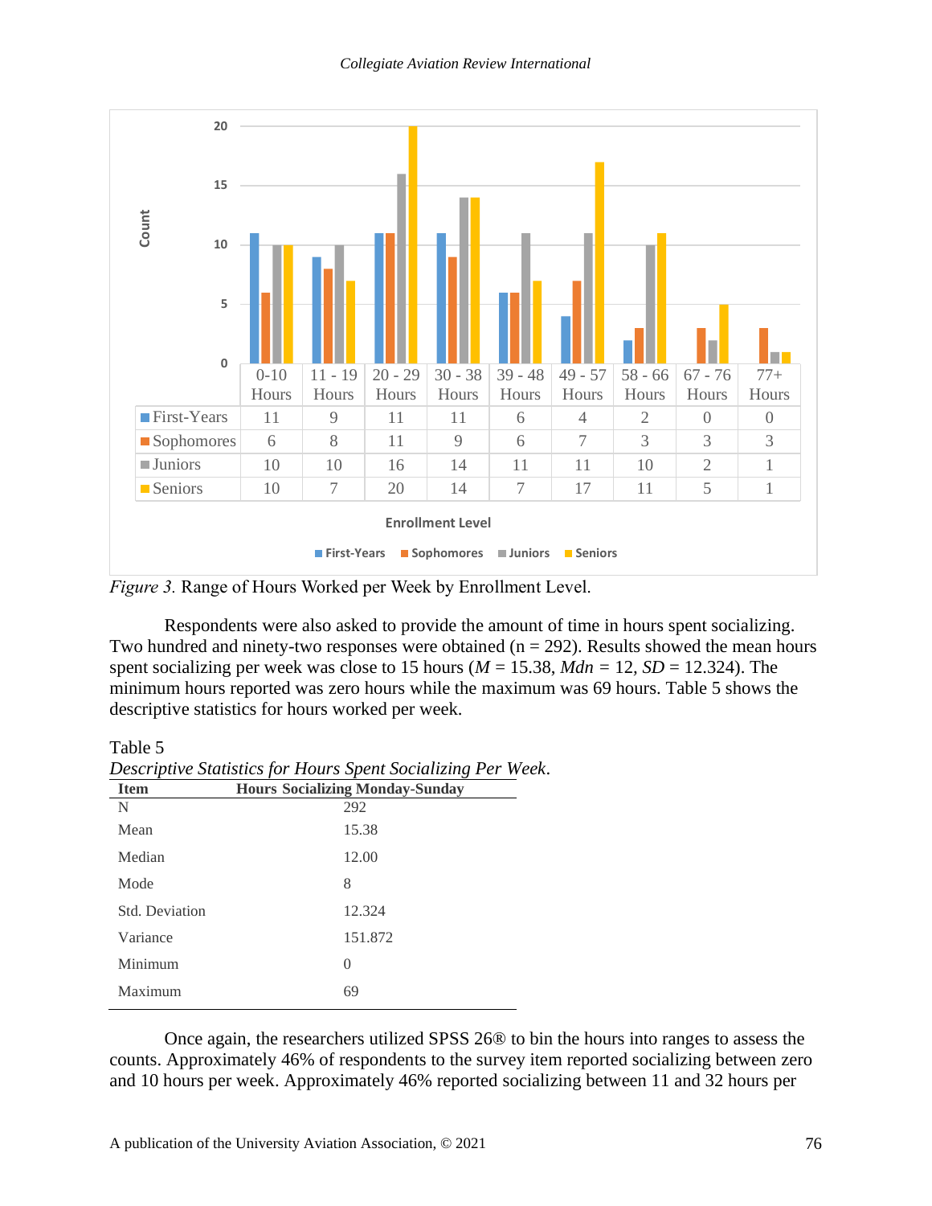| | 0-10 Hours | 11 - 19 Hours | 20 - 29 Hours | 30 - 38 Hours | 39 - 48 Hours | 49 - 57 Hours | 58 - 66 Hours | 67 - 76 Hours | 77+ Hours |
|---|---|---|---|---|---|---|---|---|---|
| First-Years | 11 | 9 | 11 | 11 | 6 | 4 | 2 | 0 | 0 |
| Sophomores | 6 | 8 | 11 | 9 | 6 | 7 | 3 | 3 | 3 |
| Juniors | 10 | 10 | 16 | 14 | 11 | 11 | 10 | 2 | 1 |
| Seniors | 10 | 7 | 20 | 14 | 7 | 17 | 11 | 5 | 1 |

*Figure 3.* Range of Hours Worked per Week by Enrollment Level.

Respondents were also asked to provide the amount of time in hours spent socializing. Two hundred and ninety-two responses were obtained (n = 292). Results showed the mean hours spent socializing per week was close to 15 hours (*M* = 15.38, *Mdn* = 12, *SD* = 12.324). The minimum hours reported was zero hours while the maximum was 69 hours. Table 5 shows the descriptive statistics for hours worked per week.

Table 5
*Descriptive Statistics for Hours Spent Socializing Per Week*.

| Item | Hours Socializing Monday-Sunday |
|---|---|
| N | 292 |
| Mean | 15.38 |
| Median | 12.00 |
| Mode | 8 |
| Std. Deviation | 12.324 |
| Variance | 151.872 |
| Minimum | 0 |
| Maximum | 69 |

Once again, the researchers utilized SPSS 26® to bin the hours into ranges to assess the counts. Approximately 46% of respondents to the survey item reported socializing between zero and 10 hours per week. Approximately 46% reported socializing between 11 and 32 hours per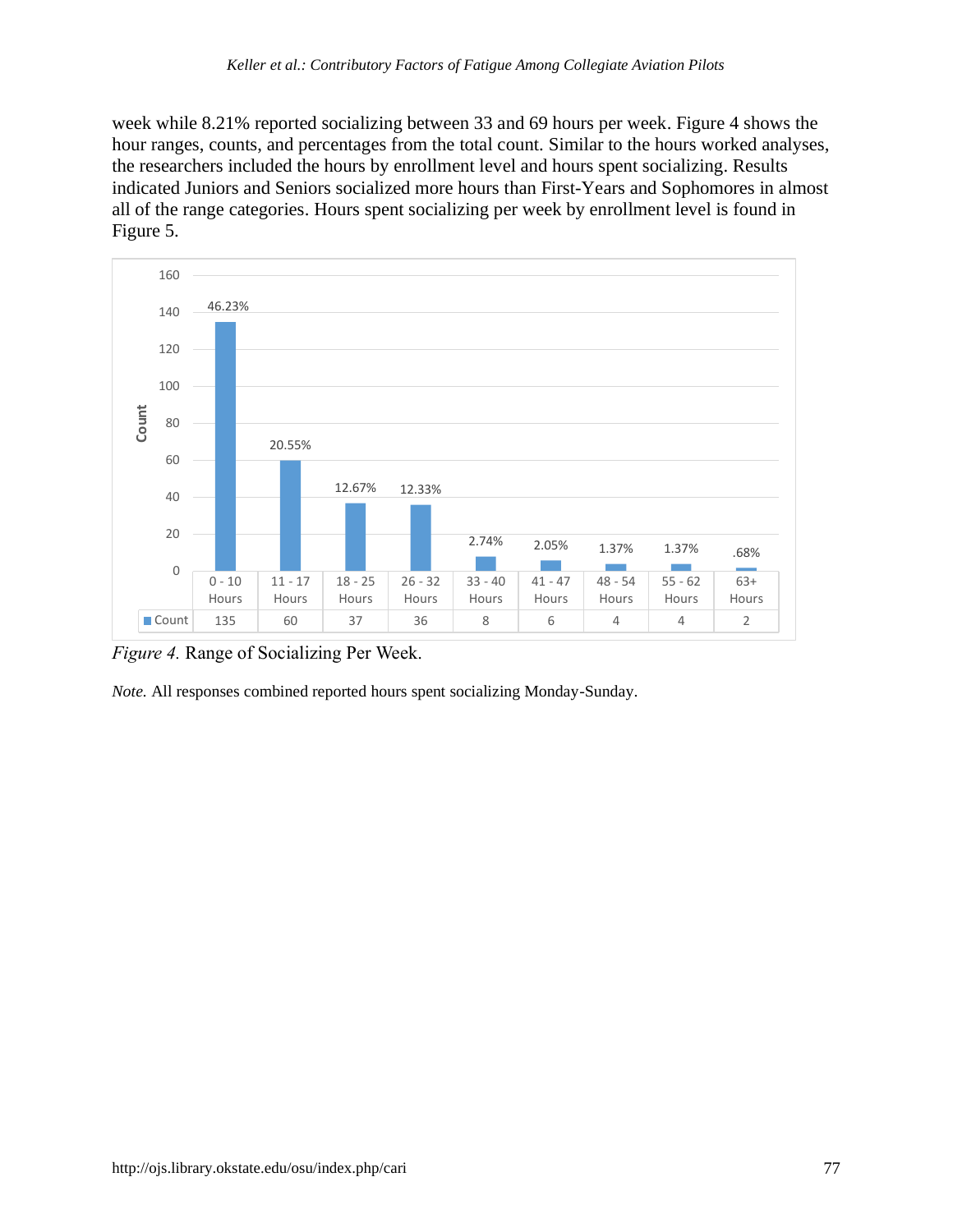week while 8.21% reported socializing between 33 and 69 hours per week. Figure 4 shows the hour ranges, counts, and percentages from the total count. Similar to the hours worked analyses, the researchers included the hours by enrollment level and hours spent socializing. Results indicated Juniors and Seniors socialized more hours than First-Years and Sophomores in almost all of the range categories. Hours spent socializing per week by enrollment level is found in Figure 5.

| | 0 - 10 Hours | 11 - 17 Hours | 18 - 25 Hours | 26 - 32 Hours | 33 - 40 Hours | 41 - 47 Hours | 48 - 54 Hours | 55 - 62 Hours | 63+ Hours |
|---|---|---|---|---|---|---|---|---|---|
| Count | 135 | 60 | 37 | 36 | 8 | 6 | 4 | 4 | 2 |
| Percentage | 46.23% | 20.55% | 12.67% | 12.33% | 2.74% | 2.05% | 1.37% | 1.37% | .68% |

*Figure 4.* Range of Socializing Per Week.

*Note.* All responses combined reported hours spent socializing Monday-Sunday.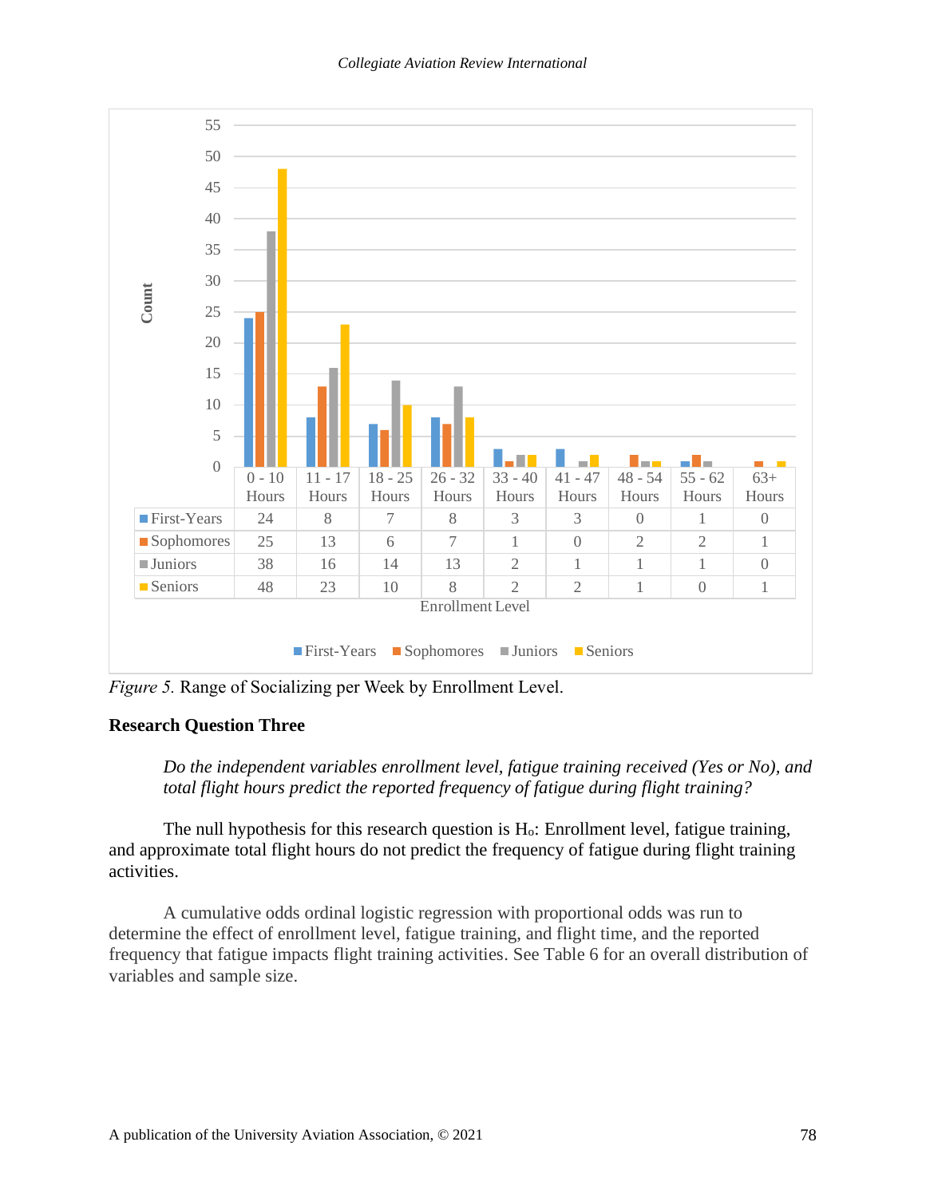| | 0 - 10 Hours | 11 - 17 Hours | 18 - 25 Hours | 26 - 32 Hours | 33 - 40 Hours | 41 - 47 Hours | 48 - 54 Hours | 55 - 62 Hours | 63+ Hours |
|---|---|---|---|---|---|---|---|---|---|
| First-Years | 24 | 8 | 7 | 8 | 3 | 3 | 0 | 1 | 0 |
| Sophomores | 25 | 13 | 6 | 7 | 1 | 0 | 2 | 2 | 1 |
| Juniors | 38 | 16 | 14 | 13 | 2 | 1 | 1 | 1 | 0 |
| Seniors | 48 | 23 | 10 | 8 | 2 | 2 | 1 | 0 | 1 |

*Figure 5.* Range of Socializing per Week by Enrollment Level.

### Research Question Three

*Do the independent variables enrollment level, fatigue training received (Yes or No), and total flight hours predict the reported frequency of fatigue during flight training?*

The null hypothesis for this research question is $H_o$: Enrollment level, fatigue training, and approximate total flight hours do not predict the frequency of fatigue during flight training activities.

A cumulative odds ordinal logistic regression with proportional odds was run to determine the effect of enrollment level, fatigue training, and flight time, and the reported frequency that fatigue impacts flight training activities. See Table 6 for an overall distribution of variables and sample size.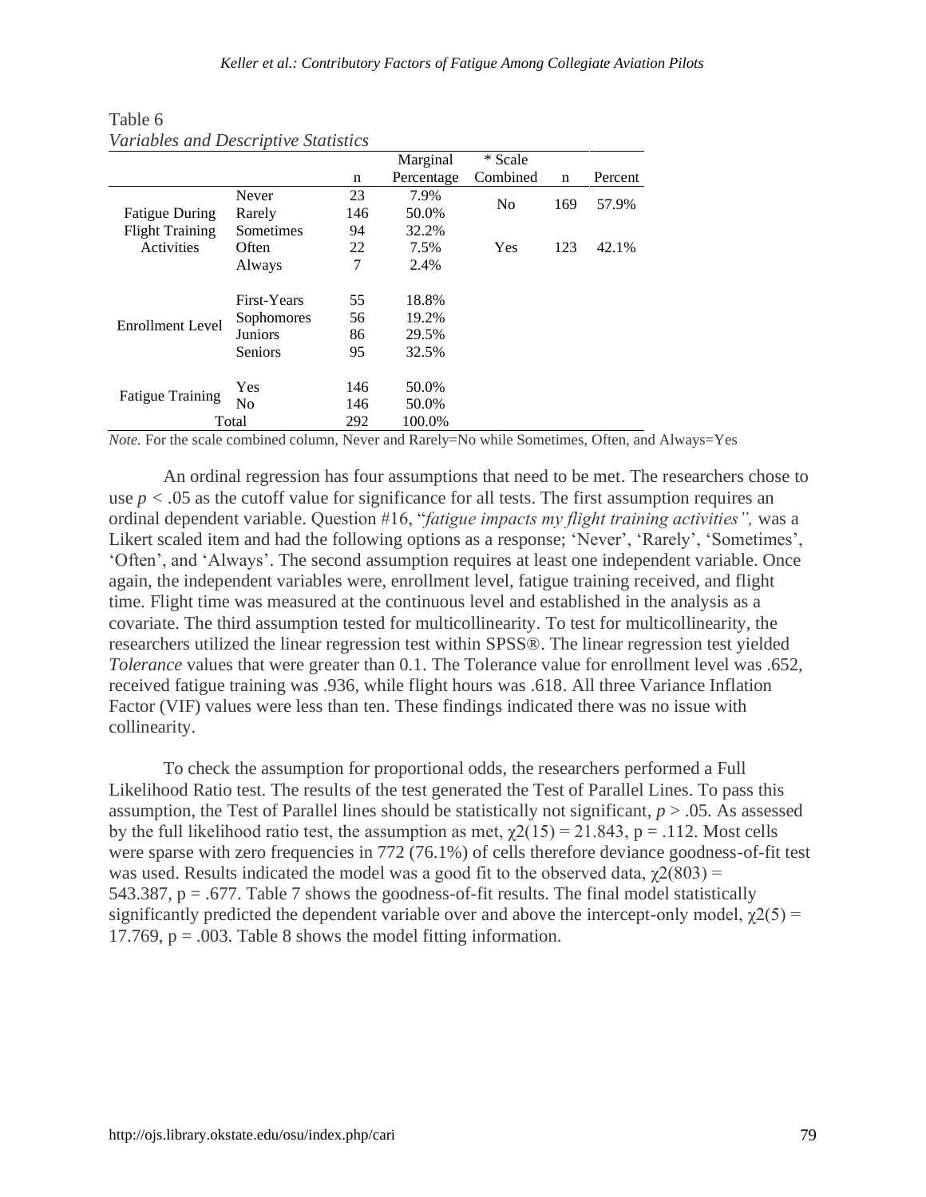Table 6
*Variables and Descriptive Statistics*

| | | n | Marginal Percentage | * Scale Combined | n | Percent |
|---|---|---|---|---|---|---|
| Fatigue During Flight Training Activities | Never | 23 | 7.9% | No | 169 | 57.9% |
| | Rarely | 146 | 50.0% | | | |
| | Sometimes | 94 | 32.2% | | | |
| | Often | 22 | 7.5% | Yes | 123 | 42.1% |
| | Always | 7 | 2.4% | | | |
| Enrollment Level | First-Years | 55 | 18.8% | | | |
| | Sophomores | 56 | 19.2% | | | |
| | Juniors | 86 | 29.5% | | | |
| | Seniors | 95 | 32.5% | | | |
| Fatigue Training | Yes | 146 | 50.0% | | | |
| | No | 146 | 50.0% | | | |
| Total | | 292 | 100.0% | | | |

*Note.* For the scale combined column, Never and Rarely=No while Sometimes, Often, and Always=Yes

An ordinal regression has four assumptions that need to be met. The researchers chose to use $p < .05$ as the cutoff value for significance for all tests. The first assumption requires an ordinal dependent variable. Question #16, "*fatigue impacts my flight training activities",* was a Likert scaled item and had the following options as a response; 'Never', 'Rarely', 'Sometimes', 'Often', and 'Always'. The second assumption requires at least one independent variable. Once again, the independent variables were, enrollment level, fatigue training received, and flight time. Flight time was measured at the continuous level and established in the analysis as a covariate. The third assumption tested for multicollinearity. To test for multicollinearity, the researchers utilized the linear regression test within SPSS®. The linear regression test yielded *Tolerance* values that were greater than 0.1. The Tolerance value for enrollment level was .652, received fatigue training was .936, while flight hours was .618. All three Variance Inflation Factor (VIF) values were less than ten. These findings indicated there was no issue with collinearity.

To check the assumption for proportional odds, the researchers performed a Full Likelihood Ratio test. The results of the test generated the Test of Parallel Lines. To pass this assumption, the Test of Parallel lines should be statistically not significant, $p > .05$. As assessed by the full likelihood ratio test, the assumption as met, $\chi 2(15) = 21.843$, $p = .112$. Most cells were sparse with zero frequencies in 772 (76.1%) of cells therefore deviance goodness-of-fit test was used. Results indicated the model was a good fit to the observed data, $\chi 2(803) = 543.387$, $p = .677$. Table 7 shows the goodness-of-fit results. The final model statistically significantly predicted the dependent variable over and above the intercept-only model, $\chi 2(5) = 17.769$, $p = .003$. Table 8 shows the model fitting information.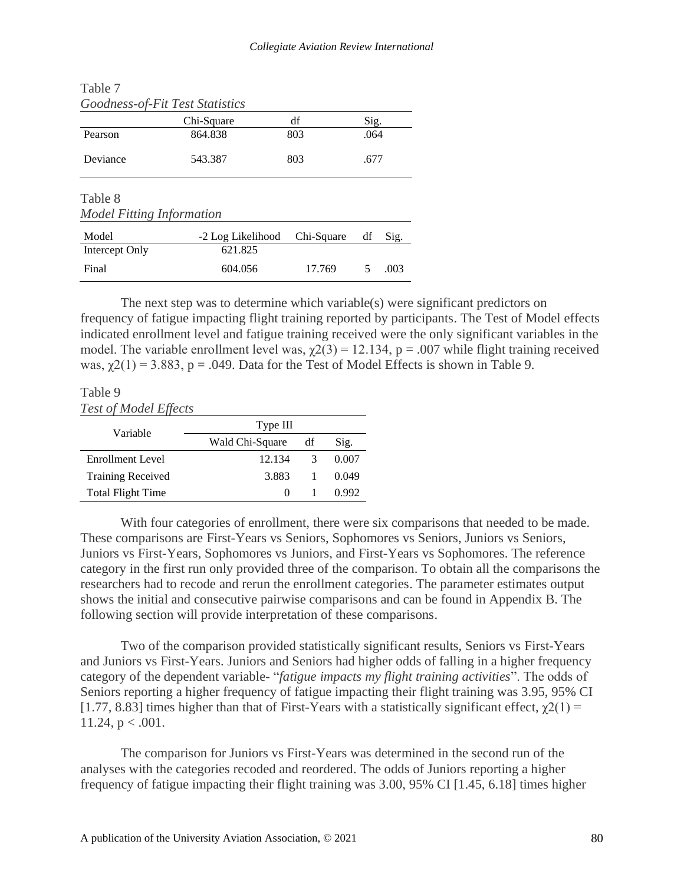Table 7

*Goodness-of-Fit Test Statistics*

| | Chi-Square | df | Sig. |
|---|---|---|---|
| Pearson | 864.838 | 803 | .064 |
| Deviance | 543.387 | 803 | .677 |

Table 8

*Model Fitting Information*

| Model | -2 Log Likelihood | Chi-Square | df | Sig. |
|---|---|---|---|---|
| Intercept Only | 621.825 | | | |
| Final | 604.056 | 17.769 | 5 | .003 |

The next step was to determine which variable(s) were significant predictors on frequency of fatigue impacting flight training reported by participants. The Test of Model effects indicated enrollment level and fatigue training received were the only significant variables in the model. The variable enrollment level was, $\chi2(3) = 12.134$, $p = .007$ while flight training received was, $\chi2(1) = 3.883$, $p = .049$. Data for the Test of Model Effects is shown in Table 9.

Table 9

*Test of Model Effects*

| Variable | Type III | | |
|---|---|---|---|
| | Wald Chi-Square | df | Sig. |
| Enrollment Level | 12.134 | 3 | 0.007 |
| Training Received | 3.883 | 1 | 0.049 |
| Total Flight Time | 0 | 1 | 0.992 |

With four categories of enrollment, there were six comparisons that needed to be made. These comparisons are First-Years vs Seniors, Sophomores vs Seniors, Juniors vs Seniors, Juniors vs First-Years, Sophomores vs Juniors, and First-Years vs Sophomores. The reference category in the first run only provided three of the comparison. To obtain all the comparisons the researchers had to recode and rerun the enrollment categories. The parameter estimates output shows the initial and consecutive pairwise comparisons and can be found in Appendix B. The following section will provide interpretation of these comparisons.

Two of the comparison provided statistically significant results, Seniors vs First-Years and Juniors vs First-Years. Juniors and Seniors had higher odds of falling in a higher frequency category of the dependent variable- "*fatigue impacts my flight training activities*". The odds of Seniors reporting a higher frequency of fatigue impacting their flight training was 3.95, 95% CI [1.77, 8.83] times higher than that of First-Years with a statistically significant effect, $\chi2(1) = 11.24$, $p < .001$.

The comparison for Juniors vs First-Years was determined in the second run of the analyses with the categories recoded and reordered. The odds of Juniors reporting a higher frequency of fatigue impacting their flight training was 3.00, 95% CI [1.45, 6.18] times higher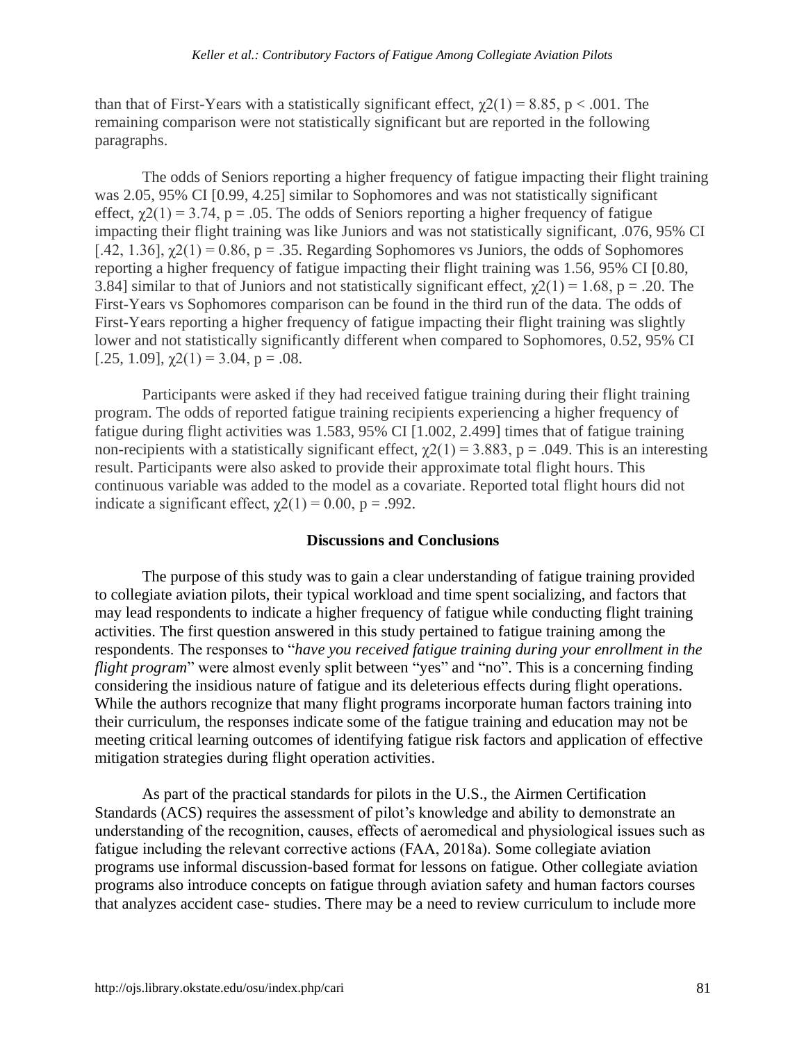than that of First-Years with a statistically significant effect, $\chi2(1) = 8.85$, $p < .001$. The remaining comparison were not statistically significant but are reported in the following paragraphs.

The odds of Seniors reporting a higher frequency of fatigue impacting their flight training was 2.05, 95% CI [0.99, 4.25] similar to Sophomores and was not statistically significant effect, $\chi2(1) = 3.74$, $p = .05$. The odds of Seniors reporting a higher frequency of fatigue impacting their flight training was like Juniors and was not statistically significant, .076, 95% CI [.42, 1.36], $\chi2(1) = 0.86$, $p = .35$. Regarding Sophomores vs Juniors, the odds of Sophomores reporting a higher frequency of fatigue impacting their flight training was 1.56, 95% CI [0.80, 3.84] similar to that of Juniors and not statistically significant effect, $\chi2(1) = 1.68$, $p = .20$. The First-Years vs Sophomores comparison can be found in the third run of the data. The odds of First-Years reporting a higher frequency of fatigue impacting their flight training was slightly lower and not statistically significantly different when compared to Sophomores, 0.52, 95% CI [.25, 1.09], $\chi2(1) = 3.04$, $p = .08$.

Participants were asked if they had received fatigue training during their flight training program. The odds of reported fatigue training recipients experiencing a higher frequency of fatigue during flight activities was 1.583, 95% CI [1.002, 2.499] times that of fatigue training non-recipients with a statistically significant effect, $\chi2(1) = 3.883$, $p = .049$. This is an interesting result. Participants were also asked to provide their approximate total flight hours. This continuous variable was added to the model as a covariate. Reported total flight hours did not indicate a significant effect, $\chi2(1) = 0.00$, $p = .992$.

## Discussions and Conclusions

The purpose of this study was to gain a clear understanding of fatigue training provided to collegiate aviation pilots, their typical workload and time spent socializing, and factors that may lead respondents to indicate a higher frequency of fatigue while conducting flight training activities. The first question answered in this study pertained to fatigue training among the respondents. The responses to "*have you received fatigue training during your enrollment in the flight program*" were almost evenly split between "yes" and "no". This is a concerning finding considering the insidious nature of fatigue and its deleterious effects during flight operations. While the authors recognize that many flight programs incorporate human factors training into their curriculum, the responses indicate some of the fatigue training and education may not be meeting critical learning outcomes of identifying fatigue risk factors and application of effective mitigation strategies during flight operation activities.

As part of the practical standards for pilots in the U.S., the Airmen Certification Standards (ACS) requires the assessment of pilot's knowledge and ability to demonstrate an understanding of the recognition, causes, effects of aeromedical and physiological issues such as fatigue including the relevant corrective actions (FAA, 2018a). Some collegiate aviation programs use informal discussion-based format for lessons on fatigue. Other collegiate aviation programs also introduce concepts on fatigue through aviation safety and human factors courses that analyzes accident case- studies. There may be a need to review curriculum to include more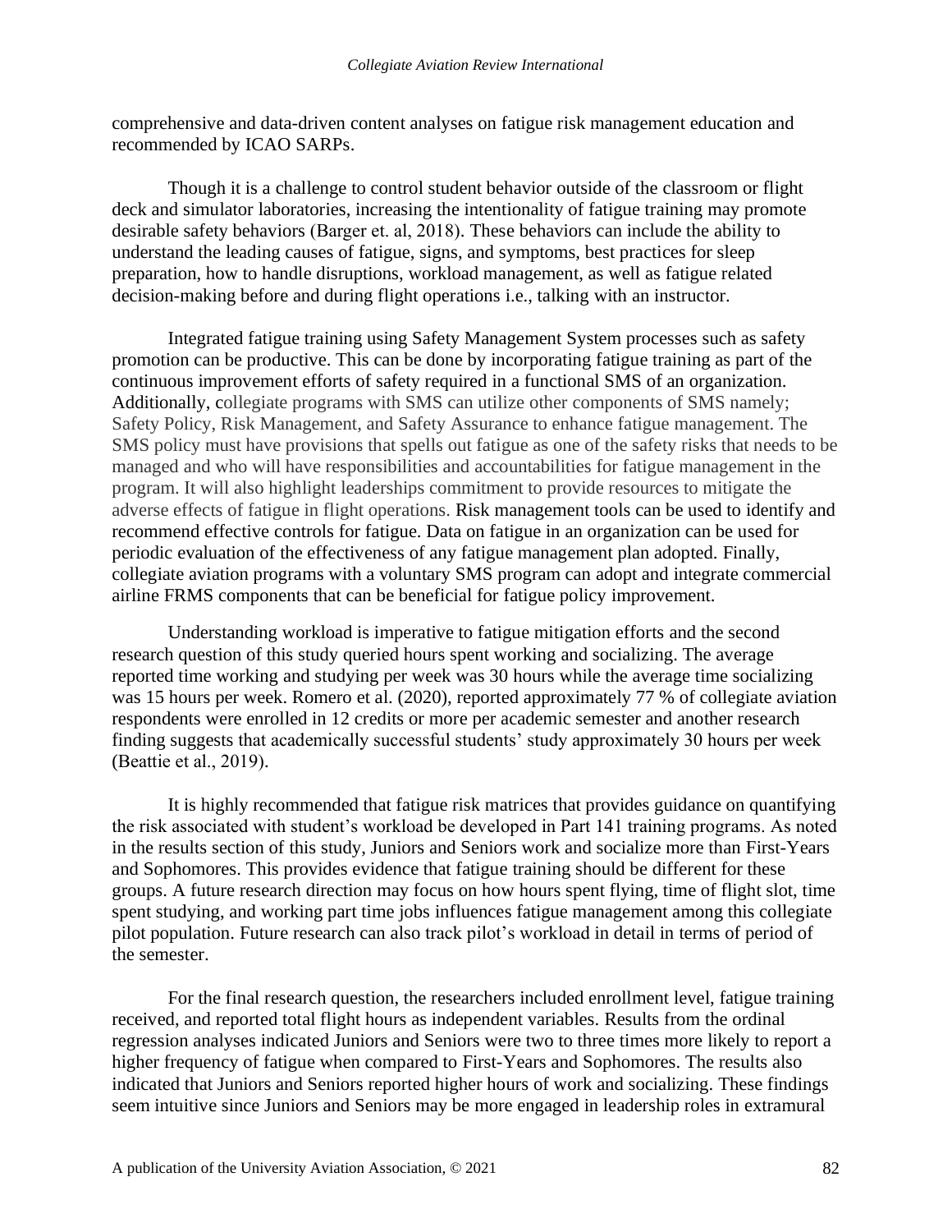comprehensive and data-driven content analyses on fatigue risk management education and recommended by ICAO SARPs.

Though it is a challenge to control student behavior outside of the classroom or flight deck and simulator laboratories, increasing the intentionality of fatigue training may promote desirable safety behaviors (Barger et. al, 2018). These behaviors can include the ability to understand the leading causes of fatigue, signs, and symptoms, best practices for sleep preparation, how to handle disruptions, workload management, as well as fatigue related decision-making before and during flight operations i.e., talking with an instructor.

Integrated fatigue training using Safety Management System processes such as safety promotion can be productive. This can be done by incorporating fatigue training as part of the continuous improvement efforts of safety required in a functional SMS of an organization. Additionally, collegiate programs with SMS can utilize other components of SMS namely; Safety Policy, Risk Management, and Safety Assurance to enhance fatigue management. The SMS policy must have provisions that spells out fatigue as one of the safety risks that needs to be managed and who will have responsibilities and accountabilities for fatigue management in the program. It will also highlight leaderships commitment to provide resources to mitigate the adverse effects of fatigue in flight operations. Risk management tools can be used to identify and recommend effective controls for fatigue. Data on fatigue in an organization can be used for periodic evaluation of the effectiveness of any fatigue management plan adopted. Finally, collegiate aviation programs with a voluntary SMS program can adopt and integrate commercial airline FRMS components that can be beneficial for fatigue policy improvement.

Understanding workload is imperative to fatigue mitigation efforts and the second research question of this study queried hours spent working and socializing. The average reported time working and studying per week was 30 hours while the average time socializing was 15 hours per week. Romero et al. (2020), reported approximately 77 % of collegiate aviation respondents were enrolled in 12 credits or more per academic semester and another research finding suggests that academically successful students' study approximately 30 hours per week (Beattie et al., 2019).

It is highly recommended that fatigue risk matrices that provides guidance on quantifying the risk associated with student's workload be developed in Part 141 training programs. As noted in the results section of this study, Juniors and Seniors work and socialize more than First-Years and Sophomores. This provides evidence that fatigue training should be different for these groups. A future research direction may focus on how hours spent flying, time of flight slot, time spent studying, and working part time jobs influences fatigue management among this collegiate pilot population. Future research can also track pilot's workload in detail in terms of period of the semester.

For the final research question, the researchers included enrollment level, fatigue training received, and reported total flight hours as independent variables. Results from the ordinal regression analyses indicated Juniors and Seniors were two to three times more likely to report a higher frequency of fatigue when compared to First-Years and Sophomores. The results also indicated that Juniors and Seniors reported higher hours of work and socializing. These findings seem intuitive since Juniors and Seniors may be more engaged in leadership roles in extramural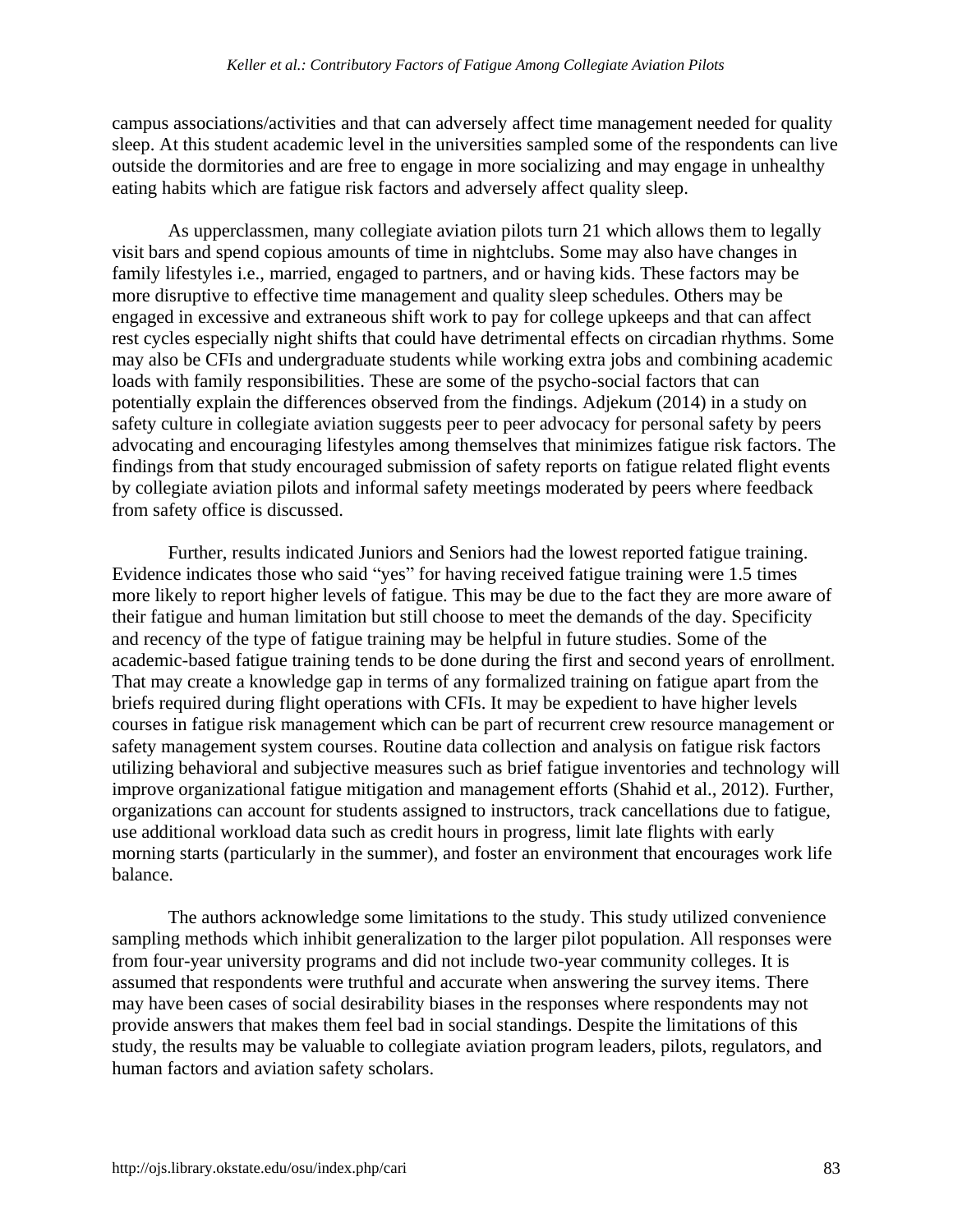campus associations/activities and that can adversely affect time management needed for quality sleep. At this student academic level in the universities sampled some of the respondents can live outside the dormitories and are free to engage in more socializing and may engage in unhealthy eating habits which are fatigue risk factors and adversely affect quality sleep.

As upperclassmen, many collegiate aviation pilots turn 21 which allows them to legally visit bars and spend copious amounts of time in nightclubs. Some may also have changes in family lifestyles i.e., married, engaged to partners, and or having kids. These factors may be more disruptive to effective time management and quality sleep schedules. Others may be engaged in excessive and extraneous shift work to pay for college upkeeps and that can affect rest cycles especially night shifts that could have detrimental effects on circadian rhythms. Some may also be CFIs and undergraduate students while working extra jobs and combining academic loads with family responsibilities. These are some of the psycho-social factors that can potentially explain the differences observed from the findings. Adjekum (2014) in a study on safety culture in collegiate aviation suggests peer to peer advocacy for personal safety by peers advocating and encouraging lifestyles among themselves that minimizes fatigue risk factors. The findings from that study encouraged submission of safety reports on fatigue related flight events by collegiate aviation pilots and informal safety meetings moderated by peers where feedback from safety office is discussed.

Further, results indicated Juniors and Seniors had the lowest reported fatigue training. Evidence indicates those who said "yes" for having received fatigue training were 1.5 times more likely to report higher levels of fatigue. This may be due to the fact they are more aware of their fatigue and human limitation but still choose to meet the demands of the day. Specificity and recency of the type of fatigue training may be helpful in future studies. Some of the academic-based fatigue training tends to be done during the first and second years of enrollment. That may create a knowledge gap in terms of any formalized training on fatigue apart from the briefs required during flight operations with CFIs. It may be expedient to have higher levels courses in fatigue risk management which can be part of recurrent crew resource management or safety management system courses. Routine data collection and analysis on fatigue risk factors utilizing behavioral and subjective measures such as brief fatigue inventories and technology will improve organizational fatigue mitigation and management efforts (Shahid et al., 2012). Further, organizations can account for students assigned to instructors, track cancellations due to fatigue, use additional workload data such as credit hours in progress, limit late flights with early morning starts (particularly in the summer), and foster an environment that encourages work life balance.

The authors acknowledge some limitations to the study. This study utilized convenience sampling methods which inhibit generalization to the larger pilot population. All responses were from four-year university programs and did not include two-year community colleges. It is assumed that respondents were truthful and accurate when answering the survey items. There may have been cases of social desirability biases in the responses where respondents may not provide answers that makes them feel bad in social standings. Despite the limitations of this study, the results may be valuable to collegiate aviation program leaders, pilots, regulators, and human factors and aviation safety scholars.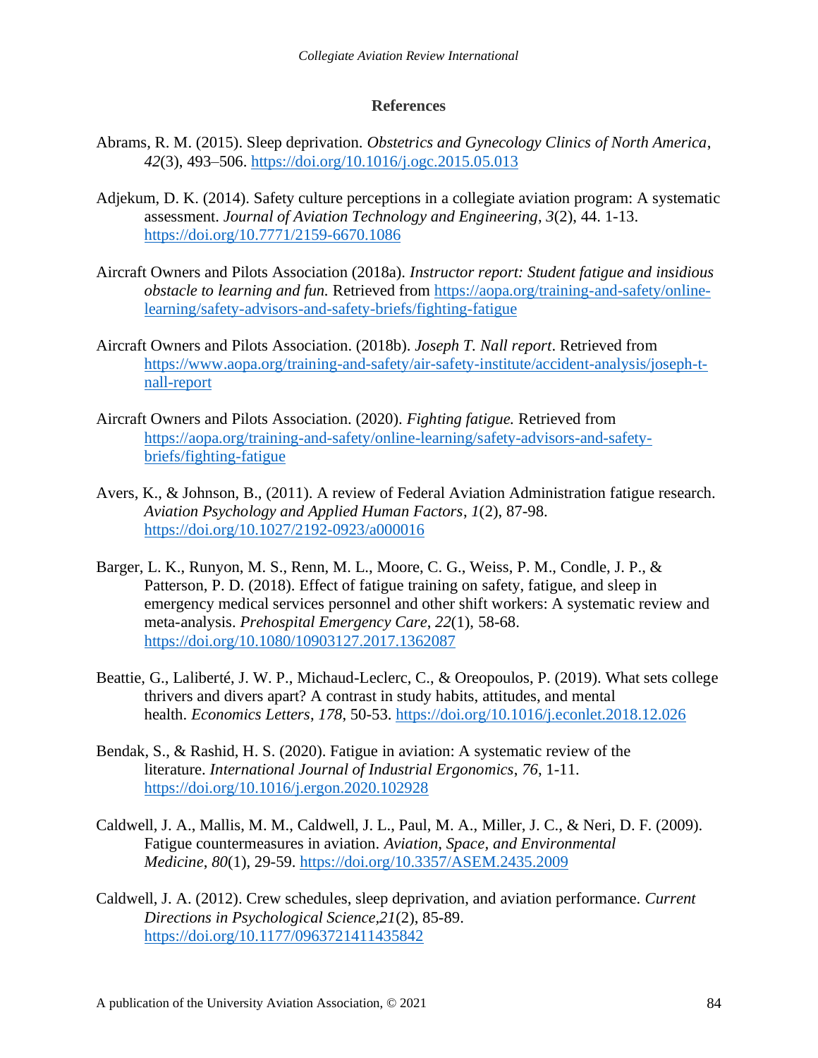## References

Abrams, R. M. (2015). Sleep deprivation. *Obstetrics and Gynecology Clinics of North America*, *42*(3), 493–506. https://doi.org/10.1016/j.ogc.2015.05.013

Adjekum, D. K. (2014). Safety culture perceptions in a collegiate aviation program: A systematic assessment. *Journal of Aviation Technology and Engineering*, *3*(2), 44. 1-13. https://doi.org/10.7771/2159-6670.1086

Aircraft Owners and Pilots Association (2018a). *Instructor report: Student fatigue and insidious obstacle to learning and fun.* Retrieved from https://aopa.org/training-and-safety/online-learning/safety-advisors-and-safety-briefs/fighting-fatigue

Aircraft Owners and Pilots Association. (2018b). *Joseph T. Nall report*. Retrieved from https://www.aopa.org/training-and-safety/air-safety-institute/accident-analysis/joseph-t-nall-report

Aircraft Owners and Pilots Association. (2020). *Fighting fatigue.* Retrieved from https://aopa.org/training-and-safety/online-learning/safety-advisors-and-safety-briefs/fighting-fatigue

Avers, K., & Johnson, B., (2011). A review of Federal Aviation Administration fatigue research. *Aviation Psychology and Applied Human Factors*, *1*(2), 87-98. https://doi.org/10.1027/2192-0923/a000016

Barger, L. K., Runyon, M. S., Renn, M. L., Moore, C. G., Weiss, P. M., Condle, J. P., & Patterson, P. D. (2018). Effect of fatigue training on safety, fatigue, and sleep in emergency medical services personnel and other shift workers: A systematic review and meta-analysis. *Prehospital Emergency Care*, *22*(1), 58-68. https://doi.org/10.1080/10903127.2017.1362087

Beattie, G., Laliberté, J. W. P., Michaud-Leclerc, C., & Oreopoulos, P. (2019). What sets college thrivers and divers apart? A contrast in study habits, attitudes, and mental health. *Economics Letters*, *178*, 50-53. https://doi.org/10.1016/j.econlet.2018.12.026

Bendak, S., & Rashid, H. S. (2020). Fatigue in aviation: A systematic review of the literature. *International Journal of Industrial Ergonomics*, *76*, 1-11. https://doi.org/10.1016/j.ergon.2020.102928

Caldwell, J. A., Mallis, M. M., Caldwell, J. L., Paul, M. A., Miller, J. C., & Neri, D. F. (2009). Fatigue countermeasures in aviation. *Aviation, Space, and Environmental Medicine*, *80*(1), 29-59. https://doi.org/10.3357/ASEM.2435.2009

Caldwell, J. A. (2012). Crew schedules, sleep deprivation, and aviation performance. *Current Directions in Psychological Science*,*21*(2), 85-89. https://doi.org/10.1177/0963721411435842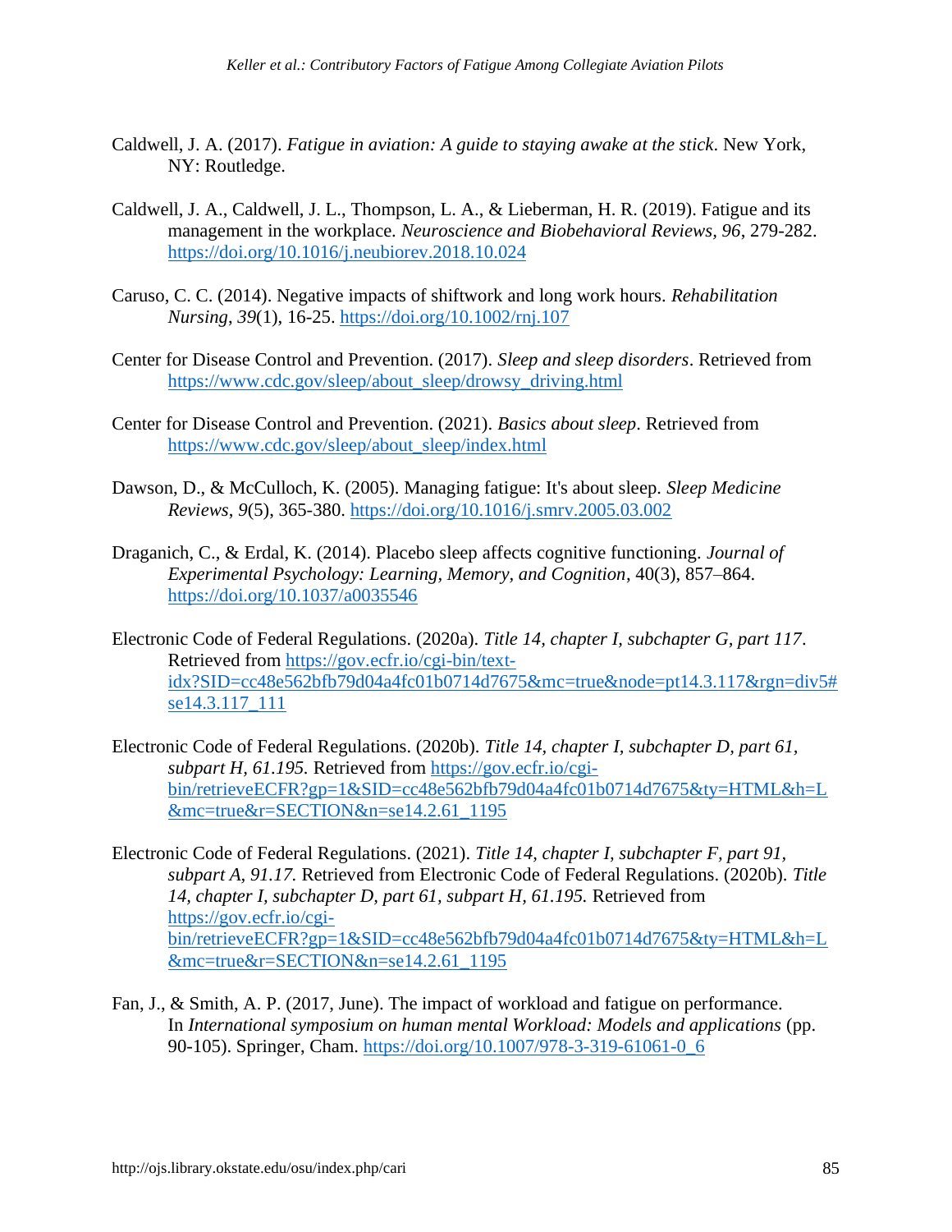Caldwell, J. A. (2017). *Fatigue in aviation: A guide to staying awake at the stick*. New York, NY: Routledge.

Caldwell, J. A., Caldwell, J. L., Thompson, L. A., & Lieberman, H. R. (2019). Fatigue and its management in the workplace. *Neuroscience and Biobehavioral Reviews*, *96*, 279-282. https://doi.org/10.1016/j.neubiorev.2018.10.024

Caruso, C. C. (2014). Negative impacts of shiftwork and long work hours. *Rehabilitation Nursing*, *39*(1), 16-25. https://doi.org/10.1002/rnj.107

Center for Disease Control and Prevention. (2017). *Sleep and sleep disorders*. Retrieved from https://www.cdc.gov/sleep/about_sleep/drowsy_driving.html

Center for Disease Control and Prevention. (2021). *Basics about sleep*. Retrieved from https://www.cdc.gov/sleep/about_sleep/index.html

Dawson, D., & McCulloch, K. (2005). Managing fatigue: It's about sleep. *Sleep Medicine Reviews*, *9*(5), 365-380. https://doi.org/10.1016/j.smrv.2005.03.002

Draganich, C., & Erdal, K. (2014). Placebo sleep affects cognitive functioning. *Journal of Experimental Psychology: Learning, Memory, and Cognition*, 40(3), 857–864. https://doi.org/10.1037/a0035546

Electronic Code of Federal Regulations. (2020a). *Title 14, chapter I, subchapter G, part 117*. Retrieved from https://gov.ecfr.io/cgi-bin/text-idx?SID=cc48e562bfb79d04a4fc01b0714d7675&mc=true&node=pt14.3.117&rgn=div5#se14.3.117_111

Electronic Code of Federal Regulations. (2020b). *Title 14, chapter I, subchapter D, part 61, subpart H, 61.195.* Retrieved from https://gov.ecfr.io/cgi-bin/retrieveECFR?gp=1&SID=cc48e562bfb79d04a4fc01b0714d7675&ty=HTML&h=L&mc=true&r=SECTION&n=se14.2.61_1195

Electronic Code of Federal Regulations. (2021). *Title 14, chapter I, subchapter F, part 91, subpart A, 91.17.* Retrieved from Electronic Code of Federal Regulations. (2020b). *Title 14, chapter I, subchapter D, part 61, subpart H, 61.195.* Retrieved from https://gov.ecfr.io/cgi-bin/retrieveECFR?gp=1&SID=cc48e562bfb79d04a4fc01b0714d7675&ty=HTML&h=L&mc=true&r=SECTION&n=se14.2.61_1195

Fan, J., & Smith, A. P. (2017, June). The impact of workload and fatigue on performance. In *International symposium on human mental Workload: Models and applications* (pp. 90-105). Springer, Cham. https://doi.org/10.1007/978-3-319-61061-0_6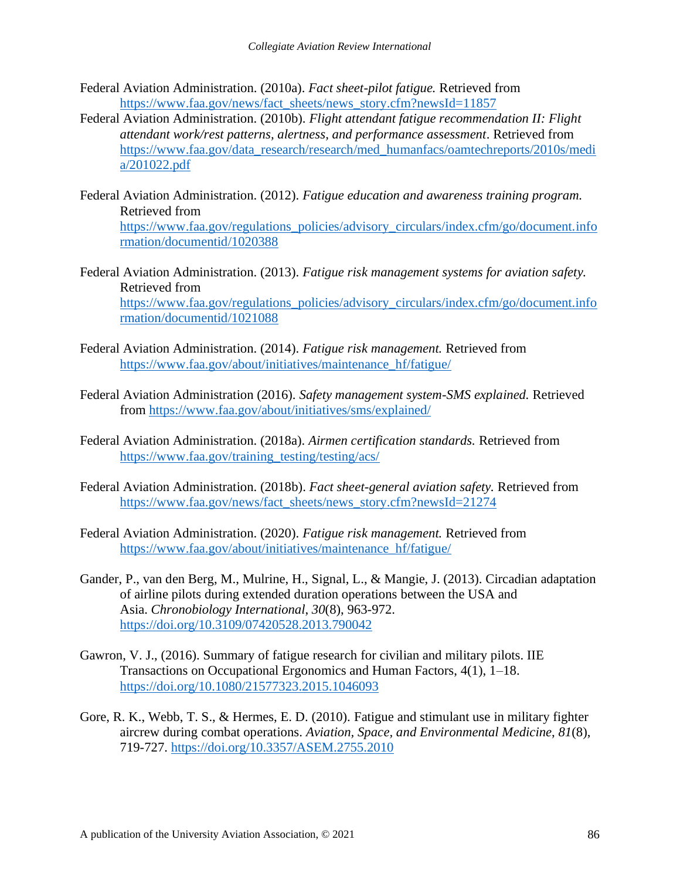Federal Aviation Administration. (2010a). *Fact sheet-pilot fatigue.* Retrieved from https://www.faa.gov/news/fact_sheets/news_story.cfm?newsId=11857

Federal Aviation Administration. (2010b). *Flight attendant fatigue recommendation II: Flight attendant work/rest patterns, alertness, and performance assessment*. Retrieved from https://www.faa.gov/data_research/research/med_humanfacs/oamtechreports/2010s/media/201022.pdf

Federal Aviation Administration. (2012). *Fatigue education and awareness training program.* Retrieved from https://www.faa.gov/regulations_policies/advisory_circulars/index.cfm/go/document.information/documentid/1020388

Federal Aviation Administration. (2013). *Fatigue risk management systems for aviation safety.* Retrieved from https://www.faa.gov/regulations_policies/advisory_circulars/index.cfm/go/document.information/documentid/1021088

Federal Aviation Administration. (2014). *Fatigue risk management.* Retrieved from https://www.faa.gov/about/initiatives/maintenance_hf/fatigue/

Federal Aviation Administration (2016). *Safety management system-SMS explained.* Retrieved from https://www.faa.gov/about/initiatives/sms/explained/

Federal Aviation Administration. (2018a). *Airmen certification standards.* Retrieved from https://www.faa.gov/training_testing/testing/acs/

Federal Aviation Administration. (2018b). *Fact sheet-general aviation safety.* Retrieved from https://www.faa.gov/news/fact_sheets/news_story.cfm?newsId=21274

Federal Aviation Administration. (2020). *Fatigue risk management.* Retrieved from https://www.faa.gov/about/initiatives/maintenance_hf/fatigue/

Gander, P., van den Berg, M., Mulrine, H., Signal, L., & Mangie, J. (2013). Circadian adaptation of airline pilots during extended duration operations between the USA and Asia. *Chronobiology International*, *30*(8), 963-972. https://doi.org/10.3109/07420528.2013.790042

Gawron, V. J., (2016). Summary of fatigue research for civilian and military pilots. IIE Transactions on Occupational Ergonomics and Human Factors, 4(1), 1–18. https://doi.org/10.1080/21577323.2015.1046093

Gore, R. K., Webb, T. S., & Hermes, E. D. (2010). Fatigue and stimulant use in military fighter aircrew during combat operations. *Aviation, Space, and Environmental Medicine*, *81*(8), 719-727. https://doi.org/10.3357/ASEM.2755.2010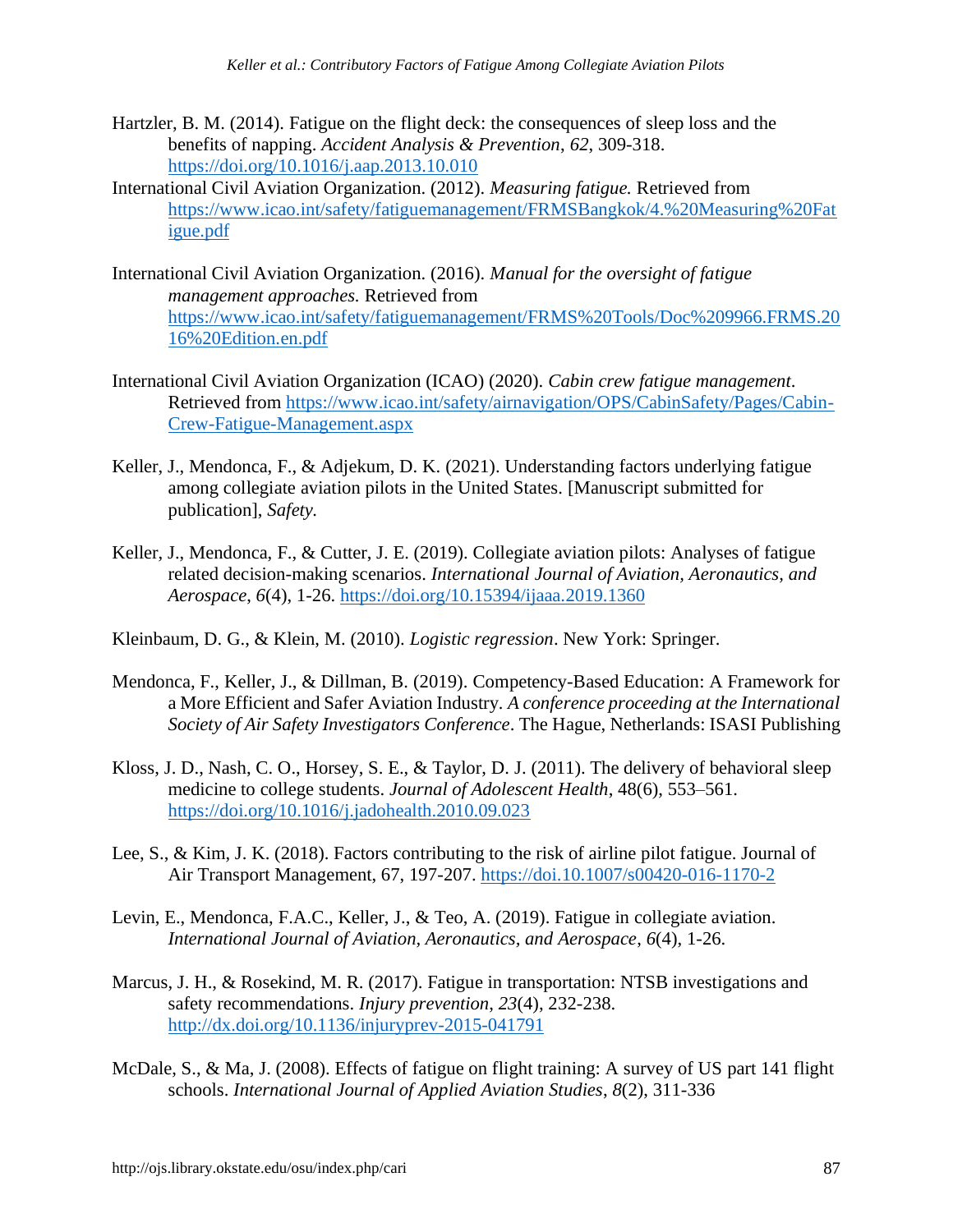Hartzler, B. M. (2014). Fatigue on the flight deck: the consequences of sleep loss and the benefits of napping. *Accident Analysis & Prevention*, *62*, 309-318. https://doi.org/10.1016/j.aap.2013.10.010

International Civil Aviation Organization. (2012). *Measuring fatigue.* Retrieved from https://www.icao.int/safety/fatiguemanagement/FRMSBangkok/4.%20Measuring%20Fatigue.pdf

International Civil Aviation Organization. (2016). *Manual for the oversight of fatigue management approaches.* Retrieved from https://www.icao.int/safety/fatiguemanagement/FRMS%20Tools/Doc%209966.FRMS.2016%20Edition.en.pdf

International Civil Aviation Organization (ICAO) (2020). *Cabin crew fatigue management*. Retrieved from https://www.icao.int/safety/airnavigation/OPS/CabinSafety/Pages/Cabin-Crew-Fatigue-Management.aspx

Keller, J., Mendonca, F., & Adjekum, D. K. (2021). Understanding factors underlying fatigue among collegiate aviation pilots in the United States. [Manuscript submitted for publication], *Safety.*

Keller, J., Mendonca, F., & Cutter, J. E. (2019). Collegiate aviation pilots: Analyses of fatigue related decision-making scenarios. *International Journal of Aviation, Aeronautics, and Aerospace*, *6*(4), 1-26. https://doi.org/10.15394/ijaaa.2019.1360

Kleinbaum, D. G., & Klein, M. (2010). *Logistic regression*. New York: Springer.

Mendonca, F., Keller, J., & Dillman, B. (2019). Competency-Based Education: A Framework for a More Efficient and Safer Aviation Industry. *A conference proceeding at the International Society of Air Safety Investigators Conference*. The Hague, Netherlands: ISASI Publishing

Kloss, J. D., Nash, C. O., Horsey, S. E., & Taylor, D. J. (2011). The delivery of behavioral sleep medicine to college students. *Journal of Adolescent Health*, 48(6), 553–561. https://doi.org/10.1016/j.jadohealth.2010.09.023

Lee, S., & Kim, J. K. (2018). Factors contributing to the risk of airline pilot fatigue. Journal of Air Transport Management, 67, 197-207. https://doi.10.1007/s00420-016-1170-2

Levin, E., Mendonca, F.A.C., Keller, J., & Teo, A. (2019). Fatigue in collegiate aviation. *International Journal of Aviation, Aeronautics, and Aerospace*, *6*(4), 1-26.

Marcus, J. H., & Rosekind, M. R. (2017). Fatigue in transportation: NTSB investigations and safety recommendations. *Injury prevention*, *23*(4), 232-238. http://dx.doi.org/10.1136/injuryprev-2015-041791

McDale, S., & Ma, J. (2008). Effects of fatigue on flight training: A survey of US part 141 flight schools. *International Journal of Applied Aviation Studies*, *8*(2), 311-336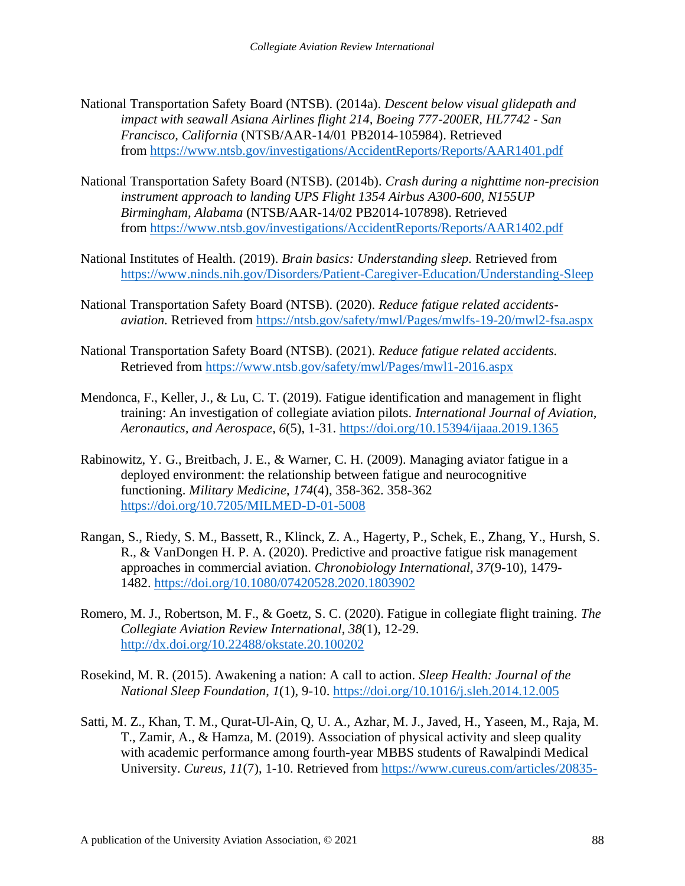National Transportation Safety Board (NTSB). (2014a). *Descent below visual glidepath and impact with seawall Asiana Airlines flight 214, Boeing 777-200ER, HL7742 - San Francisco, California* (NTSB/AAR-14/01 PB2014-105984). Retrieved from https://www.ntsb.gov/investigations/AccidentReports/Reports/AAR1401.pdf

National Transportation Safety Board (NTSB). (2014b). *Crash during a nighttime non-precision instrument approach to landing UPS Flight 1354 Airbus A300-600, N155UP Birmingham, Alabama* (NTSB/AAR-14/02 PB2014-107898). Retrieved from https://www.ntsb.gov/investigations/AccidentReports/Reports/AAR1402.pdf

National Institutes of Health. (2019). *Brain basics: Understanding sleep.* Retrieved from https://www.ninds.nih.gov/Disorders/Patient-Caregiver-Education/Understanding-Sleep

National Transportation Safety Board (NTSB). (2020). *Reduce fatigue related accidents-aviation.* Retrieved from https://ntsb.gov/safety/mwl/Pages/mwlfs-19-20/mwl2-fsa.aspx

National Transportation Safety Board (NTSB). (2021). *Reduce fatigue related accidents.* Retrieved from https://www.ntsb.gov/safety/mwl/Pages/mwl1-2016.aspx

Mendonca, F., Keller, J., & Lu, C. T. (2019). Fatigue identification and management in flight training: An investigation of collegiate aviation pilots. *International Journal of Aviation, Aeronautics, and Aerospace*, *6*(5), 1-31. https://doi.org/10.15394/ijaaa.2019.1365

Rabinowitz, Y. G., Breitbach, J. E., & Warner, C. H. (2009). Managing aviator fatigue in a deployed environment: the relationship between fatigue and neurocognitive functioning. *Military Medicine*, *174*(4), 358-362. 358-362 https://doi.org/10.7205/MILMED-D-01-5008

Rangan, S., Riedy, S. M., Bassett, R., Klinck, Z. A., Hagerty, P., Schek, E., Zhang, Y., Hursh, S. R., & VanDongen H. P. A. (2020). Predictive and proactive fatigue risk management approaches in commercial aviation. *Chronobiology International*, *37*(9-10), 1479-1482. https://doi.org/10.1080/07420528.2020.1803902

Romero, M. J., Robertson, M. F., & Goetz, S. C. (2020). Fatigue in collegiate flight training. *The Collegiate Aviation Review International*, *38*(1), 12-29. http://dx.doi.org/10.22488/okstate.20.100202

Rosekind, M. R. (2015). Awakening a nation: A call to action. *Sleep Health: Journal of the National Sleep Foundation*, *1*(1), 9-10. https://doi.org/10.1016/j.sleh.2014.12.005

Satti, M. Z., Khan, T. M., Qurat-Ul-Ain, Q, U. A., Azhar, M. J., Javed, H., Yaseen, M., Raja, M. T., Zamir, A., & Hamza, M. (2019). Association of physical activity and sleep quality with academic performance among fourth-year MBBS students of Rawalpindi Medical University. *Cureus, 11*(7), 1-10. Retrieved from https://www.cureus.com/articles/20835-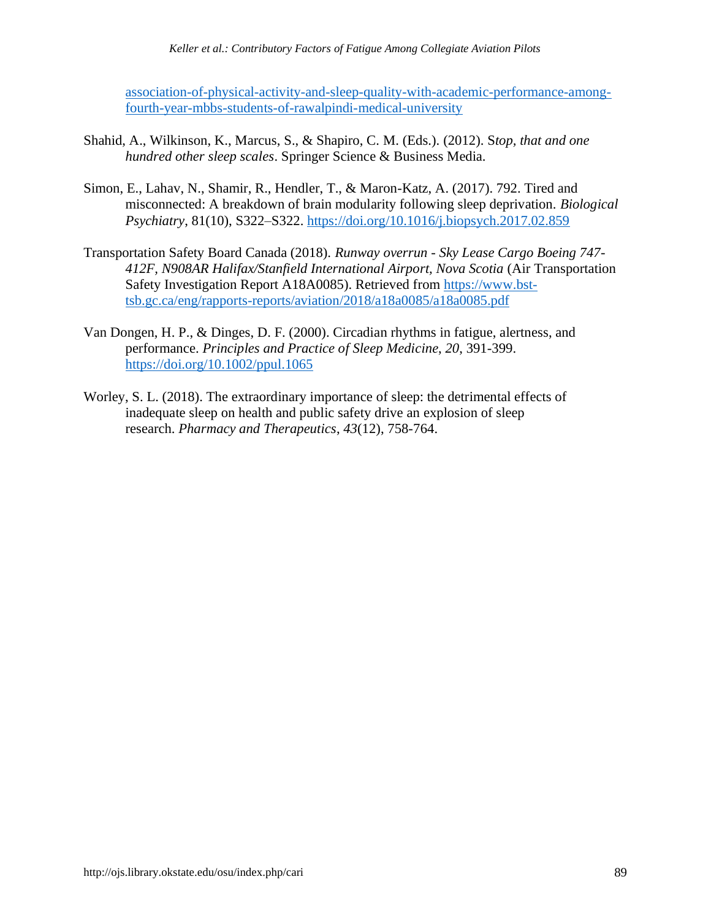association-of-physical-activity-and-sleep-quality-with-academic-performance-among-fourth-year-mbbs-students-of-rawalpindi-medical-university

Shahid, A., Wilkinson, K., Marcus, S., & Shapiro, C. M. (Eds.). (2012). S*top, that and one hundred other sleep scales*. Springer Science & Business Media.

Simon, E., Lahav, N., Shamir, R., Hendler, T., & Maron-Katz, A. (2017). 792. Tired and misconnected: A breakdown of brain modularity following sleep deprivation. *Biological Psychiatry*, 81(10), S322–S322. https://doi.org/10.1016/j.biopsych.2017.02.859

Transportation Safety Board Canada (2018). *Runway overrun - Sky Lease Cargo Boeing 747-412F, N908AR Halifax/Stanfield International Airport, Nova Scotia* (Air Transportation Safety Investigation Report A18A0085). Retrieved from https://www.bst-tsb.gc.ca/eng/rapports-reports/aviation/2018/a18a0085/a18a0085.pdf

Van Dongen, H. P., & Dinges, D. F. (2000). Circadian rhythms in fatigue, alertness, and performance. *Principles and Practice of Sleep Medicine*, *20*, 391-399. https://doi.org/10.1002/ppul.1065

Worley, S. L. (2018). The extraordinary importance of sleep: the detrimental effects of inadequate sleep on health and public safety drive an explosion of sleep research. *Pharmacy and Therapeutics*, *43*(12), 758-764.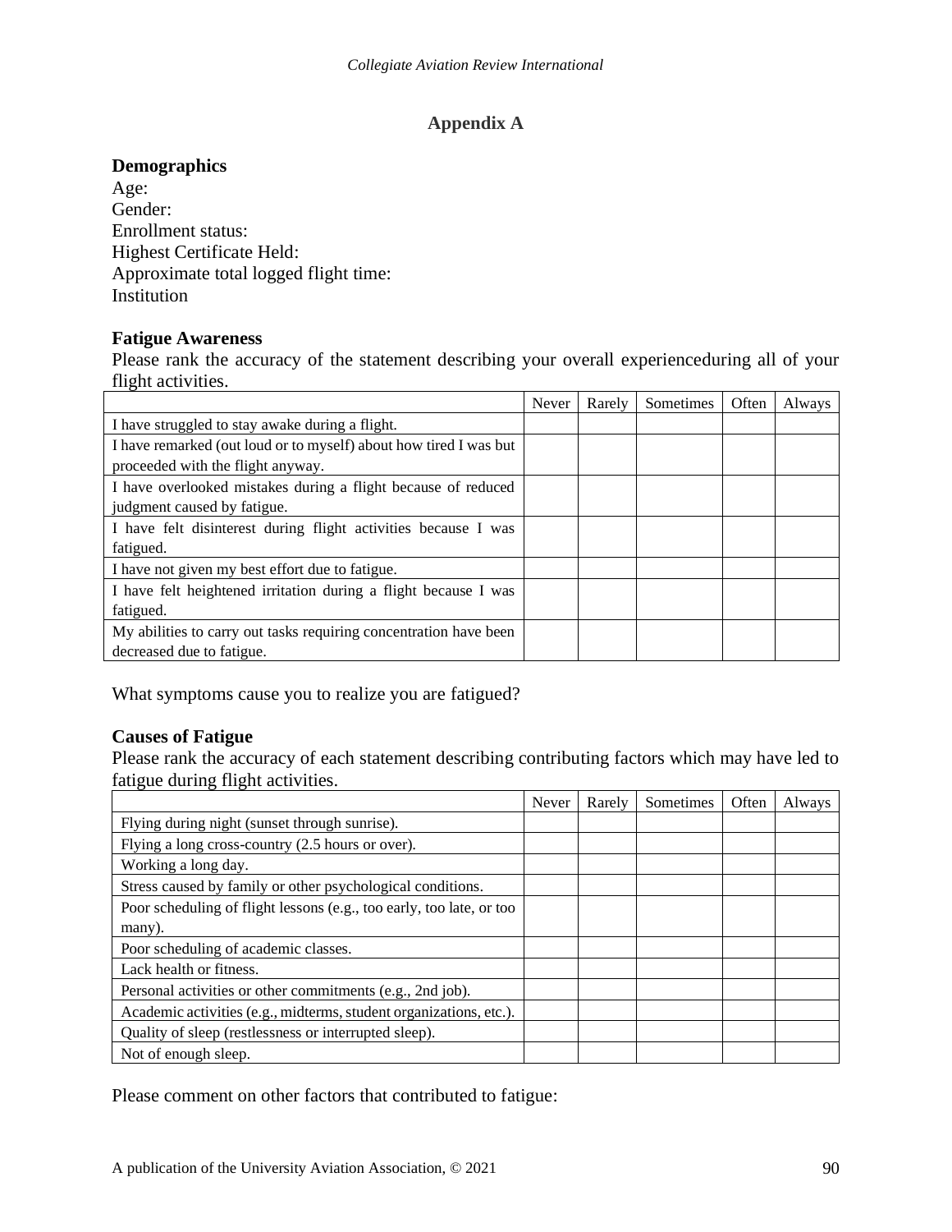# Appendix A

**Demographics**

Age:
Gender:
Enrollment status:
Highest Certificate Held:
Approximate total logged flight time:
Institution

**Fatigue Awareness**

Please rank the accuracy of the statement describing your overall experienceduring all of your flight activities.

| | Never | Rarely | Sometimes | Often | Always |
|---|---|---|---|---|---|
| I have struggled to stay awake during a flight. | | | | | |
| I have remarked (out loud or to myself) about how tired I was but proceeded with the flight anyway. | | | | | |
| I have overlooked mistakes during a flight because of reduced judgment caused by fatigue. | | | | | |
| I have felt disinterest during flight activities because I was fatigued. | | | | | |
| I have not given my best effort due to fatigue. | | | | | |
| I have felt heightened irritation during a flight because I was fatigued. | | | | | |
| My abilities to carry out tasks requiring concentration have been decreased due to fatigue. | | | | | |

What symptoms cause you to realize you are fatigued?

**Causes of Fatigue**

Please rank the accuracy of each statement describing contributing factors which may have led to fatigue during flight activities.

| | Never | Rarely | Sometimes | Often | Always |
|---|---|---|---|---|---|
| Flying during night (sunset through sunrise). | | | | | |
| Flying a long cross-country (2.5 hours or over). | | | | | |
| Working a long day. | | | | | |
| Stress caused by family or other psychological conditions. | | | | | |
| Poor scheduling of flight lessons (e.g., too early, too late, or too many). | | | | | |
| Poor scheduling of academic classes. | | | | | |
| Lack health or fitness. | | | | | |
| Personal activities or other commitments (e.g., 2nd job). | | | | | |
| Academic activities (e.g., midterms, student organizations, etc.). | | | | | |
| Quality of sleep (restlessness or interrupted sleep). | | | | | |
| Not of enough sleep. | | | | | |

Please comment on other factors that contributed to fatigue: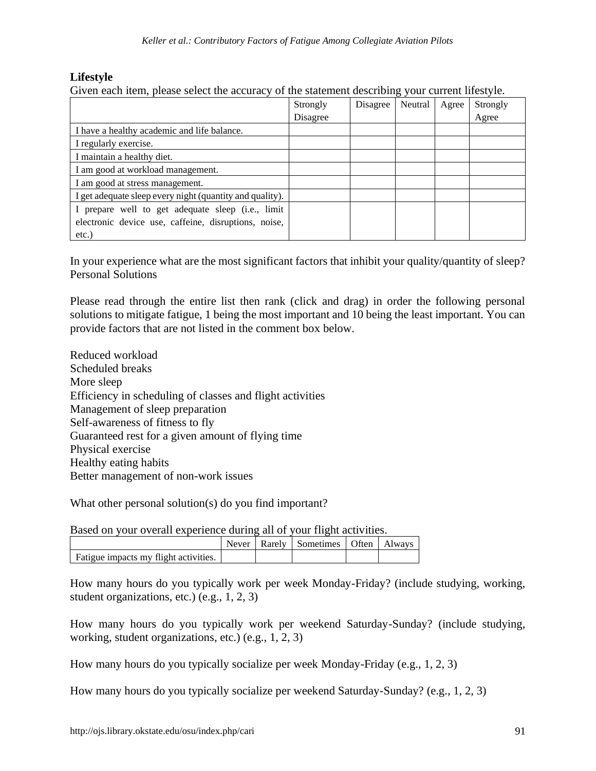**Lifestyle**

Given each item, please select the accuracy of the statement describing your current lifestyle.

| | Strongly Disagree | Disagree | Neutral | Agree | Strongly Agree |
|---|---|---|---|---|---|
| I have a healthy academic and life balance. | | | | | |
| I regularly exercise. | | | | | |
| I maintain a healthy diet. | | | | | |
| I am good at workload management. | | | | | |
| I am good at stress management. | | | | | |
| I get adequate sleep every night (quantity and quality). | | | | | |
| I prepare well to get adequate sleep (i.e., limit electronic device use, caffeine, disruptions, noise, etc.) | | | | | |

In your experience what are the most significant factors that inhibit your quality/quantity of sleep?
Personal Solutions

Please read through the entire list then rank (click and drag) in order the following personal solutions to mitigate fatigue, 1 being the most important and 10 being the least important. You can provide factors that are not listed in the comment box below.

Reduced workload
Scheduled breaks
More sleep
Efficiency in scheduling of classes and flight activities
Management of sleep preparation
Self-awareness of fitness to fly
Guaranteed rest for a given amount of flying time
Physical exercise
Healthy eating habits
Better management of non-work issues

What other personal solution(s) do you find important?

Based on your overall experience during all of your flight activities.

| | Never | Rarely | Sometimes | Often | Always |
|---|---|---|---|---|---|
| Fatigue impacts my flight activities. | | | | | |

How many hours do you typically work per week Monday-Friday? (include studying, working, student organizations, etc.) (e.g., 1, 2, 3)

How many hours do you typically work per weekend Saturday-Sunday? (include studying, working, student organizations, etc.) (e.g., 1, 2, 3)

How many hours do you typically socialize per week Monday-Friday (e.g., 1, 2, 3)

How many hours do you typically socialize per weekend Saturday-Sunday? (e.g., 1, 2, 3)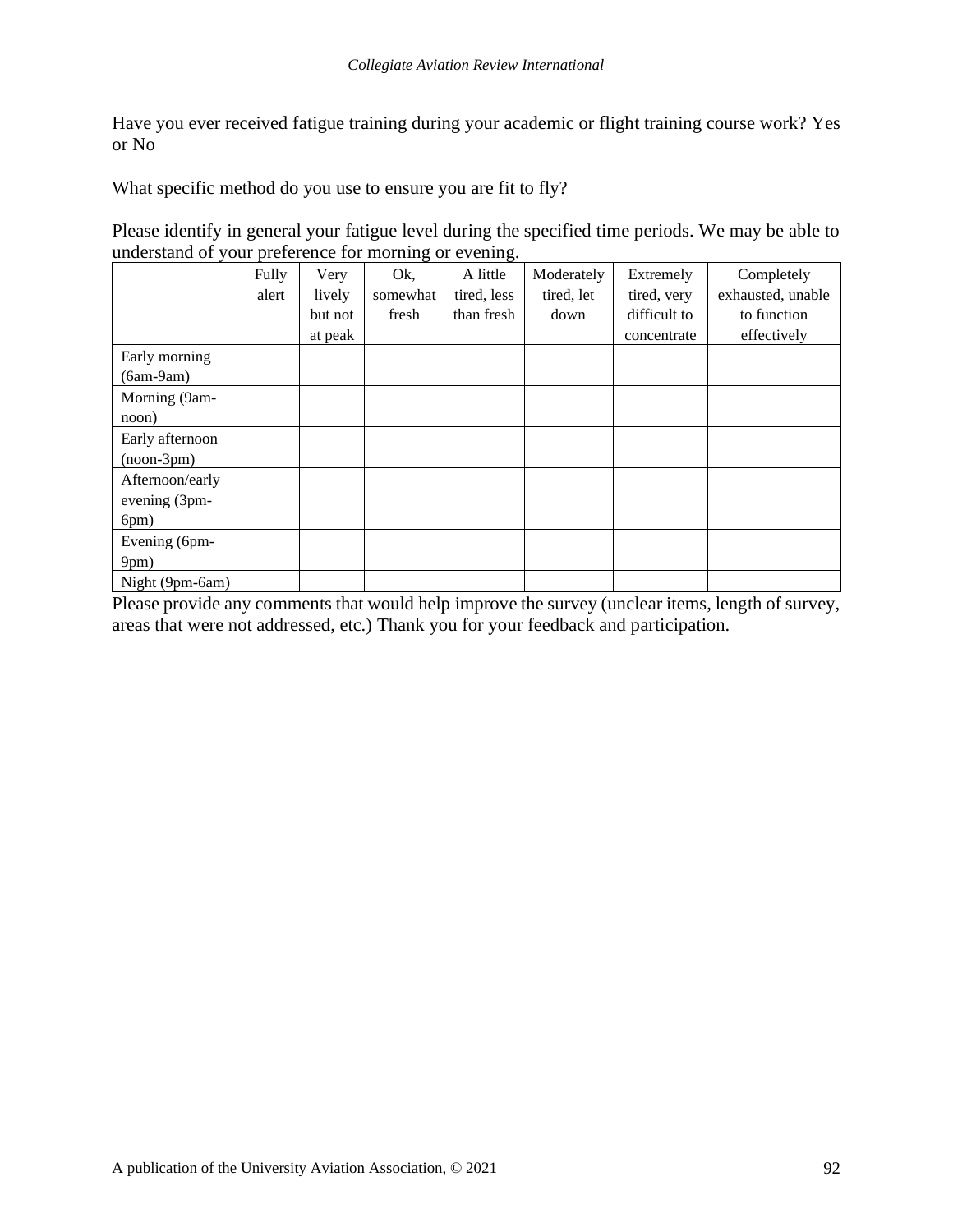Have you ever received fatigue training during your academic or flight training course work? Yes or No

What specific method do you use to ensure you are fit to fly?

Please identify in general your fatigue level during the specified time periods. We may be able to understand of your preference for morning or evening.

| | Fully alert | Very lively but not at peak | Ok, somewhat fresh | A little tired, less than fresh | Moderately tired, let down | Extremely tired, very difficult to concentrate | Completely exhausted, unable to function effectively |
|---|---|---|---|---|---|---|---|
| Early morning (6am-9am) | | | | | | | |
| Morning (9am-noon) | | | | | | | |
| Early afternoon (noon-3pm) | | | | | | | |
| Afternoon/early evening (3pm-6pm) | | | | | | | |
| Evening (6pm-9pm) | | | | | | | |
| Night (9pm-6am) | | | | | | | |

Please provide any comments that would help improve the survey (unclear items, length of survey, areas that were not addressed, etc.) Thank you for your feedback and participation.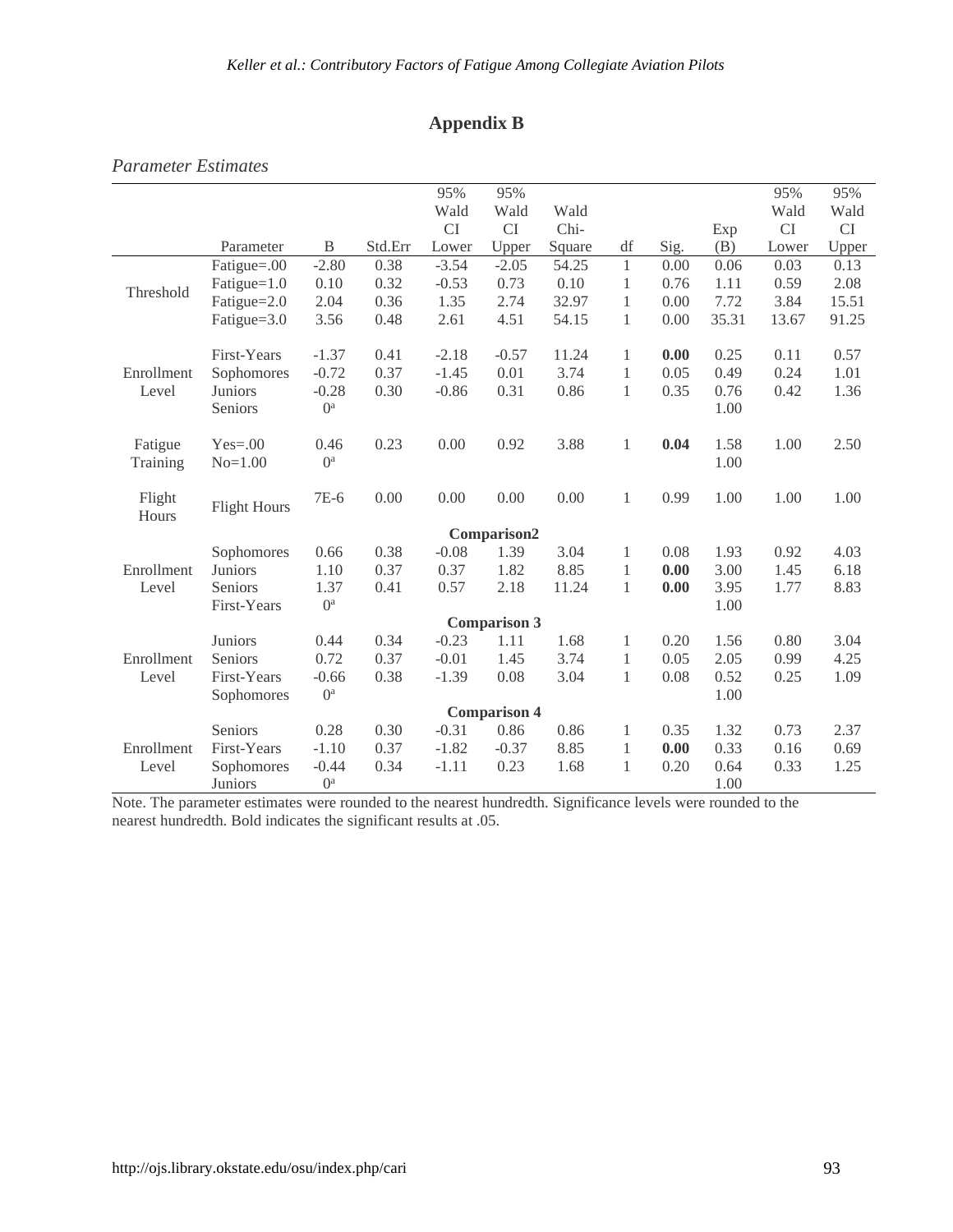## Appendix B

*Parameter Estimates*

| | Parameter | B | Std.Err | 95% Wald CI Lower | 95% Wald CI Upper | Wald Chi-Square | df | Sig. | Exp (B) | 95% Wald CI Lower | 95% Wald CI Upper |
|---|---|---|---|---|---|---|---|---|---|---|---|
| Threshold | Fatigue=.00 | -2.80 | 0.38 | -3.54 | -2.05 | 54.25 | 1 | 0.00 | 0.06 | 0.03 | 0.13 |
| | Fatigue=1.0 | 0.10 | 0.32 | -0.53 | 0.73 | 0.10 | 1 | 0.76 | 1.11 | 0.59 | 2.08 |
| | Fatigue=2.0 | 2.04 | 0.36 | 1.35 | 2.74 | 32.97 | 1 | 0.00 | 7.72 | 3.84 | 15.51 |
| | Fatigue=3.0 | 3.56 | 0.48 | 2.61 | 4.51 | 54.15 | 1 | 0.00 | 35.31 | 13.67 | 91.25 |
| Enrollment Level | First-Years | -1.37 | 0.41 | -2.18 | -0.57 | 11.24 | 1 | **0.00** | 0.25 | 0.11 | 0.57 |
| | Sophomores | -0.72 | 0.37 | -1.45 | 0.01 | 3.74 | 1 | 0.05 | 0.49 | 0.24 | 1.01 |
| | Juniors | -0.28 | 0.30 | -0.86 | 0.31 | 0.86 | 1 | 0.35 | 0.76 | 0.42 | 1.36 |
| | Seniors | 0[a] | | | | | | | 1.00 | | |
| Fatigue Training | Yes=.00 | 0.46 | 0.23 | 0.00 | 0.92 | 3.88 | 1 | **0.04** | 1.58 | 1.00 | 2.50 |
| | No=1.00 | 0[a] | | | | | | | 1.00 | | |
| Flight Hours | Flight Hours | 7E-6 | 0.00 | 0.00 | 0.00 | 0.00 | 1 | 0.99 | 1.00 | 1.00 | 1.00 |
| | | | | **Comparison2** | | | | | | | |
| Enrollment Level | Sophomores | 0.66 | 0.38 | -0.08 | 1.39 | 3.04 | 1 | 0.08 | 1.93 | 0.92 | 4.03 |
| | Juniors | 1.10 | 0.37 | 0.37 | 1.82 | 8.85 | 1 | **0.00** | 3.00 | 1.45 | 6.18 |
| | Seniors | 1.37 | 0.41 | 0.57 | 2.18 | 11.24 | 1 | **0.00** | 3.95 | 1.77 | 8.83 |
| | First-Years | 0[a] | | | | | | | 1.00 | | |
| | | | | **Comparison 3** | | | | | | | |
| Enrollment Level | Juniors | 0.44 | 0.34 | -0.23 | 1.11 | 1.68 | 1 | 0.20 | 1.56 | 0.80 | 3.04 |
| | Seniors | 0.72 | 0.37 | -0.01 | 1.45 | 3.74 | 1 | 0.05 | 2.05 | 0.99 | 4.25 |
| | First-Years | -0.66 | 0.38 | -1.39 | 0.08 | 3.04 | 1 | 0.08 | 0.52 | 0.25 | 1.09 |
| | Sophomores | 0[a] | | | | | | | 1.00 | | |
| | | | | **Comparison 4** | | | | | | | |
| Enrollment Level | Seniors | 0.28 | 0.30 | -0.31 | 0.86 | 0.86 | 1 | 0.35 | 1.32 | 0.73 | 2.37 |
| | First-Years | -1.10 | 0.37 | -1.82 | -0.37 | 8.85 | 1 | **0.00** | 0.33 | 0.16 | 0.69 |
| | Sophomores | -0.44 | 0.34 | -1.11 | 0.23 | 1.68 | 1 | 0.20 | 0.64 | 0.33 | 1.25 |
| | Juniors | 0[a] | | | | | | | 1.00 | | |

Note. The parameter estimates were rounded to the nearest hundredth. Significance levels were rounded to the nearest hundredth. Bold indicates the significant results at .05.